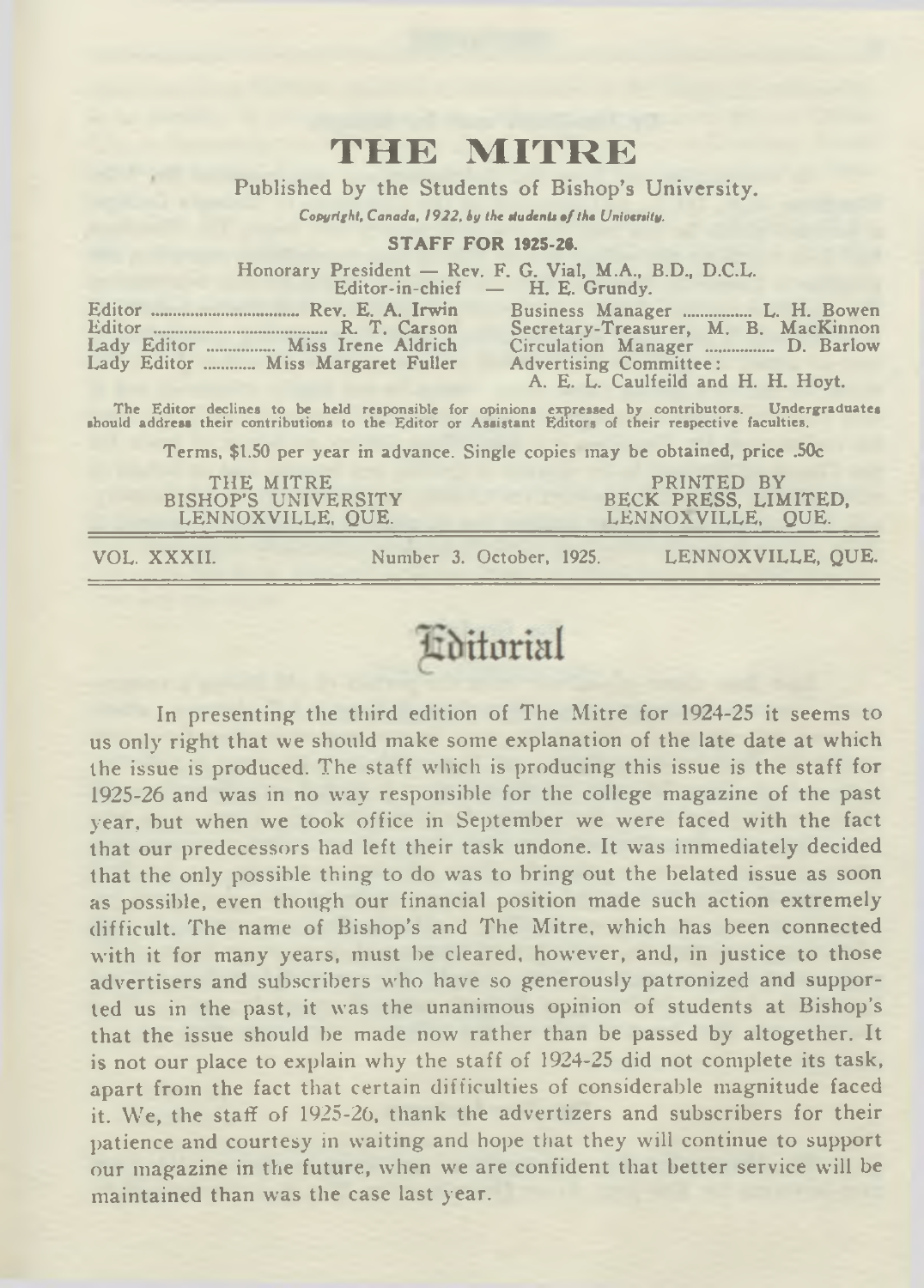# THE MITRE

Published by the Students of Bishop's University.

*Copyright, Canada, 1922, by the students of the University.*

**STAFF FOR 1925-26.**

Honorary President — Rev. F. G. Vial, M.A., B.D., D.C.L.
Editor-in-chief — H. E. Grundy.

Editor .................................. Rev. E. A. Irwin
Editor ........................................ R. T. Carson
Lady Editor ................ Miss Irene Aldrich
Lady Editor ............ Miss Margaret Fuller

Business Manager ................ L. H. Bowen
Secretary-Treasurer, M. B. MacKinnon
Circulation Manager ................ D. Barlow
Advertising Committee:
A. E. L. Caulfeild and H. H. Hoyt.

The Editor declines to be held responsible for opinions expressed by contributors. Undergraduates should address their contributions to the Editor or Assistant Editors of their respective faculties.

Terms, $1.50 per year in advance. Single copies may be obtained, price .50c

THE MITRE
BISHOP'S UNIVERSITY
LENNOXVILLE, QUE.

PRINTED BY
BECK PRESS, LIMITED,
LENNOXVILLE, QUE.

VOL. XXXII. Number 3. October, 1925. LENNOXVILLE, QUE.

## Editorial

In presenting the third edition of The Mitre for 1924-25 it seems to us only right that we should make some explanation of the late date at which the issue is produced. The staff which is producing this issue is the staff for 1925-26 and was in no way responsible for the college magazine of the past year, but when we took office in September we were faced with the fact that our predecessors had left their task undone. It was immediately decided that the only possible thing to do was to bring out the belated issue as soon as possible, even though our financial position made such action extremely difficult. The name of Bishop's and The Mitre, which has been connected with it for many years, must be cleared, however, and, in justice to those advertisers and subscribers who have so generously patronized and supported us in the past, it was the unanimous opinion of students at Bishop's that the issue should be made now rather than be passed by altogether. It is not our place to explain why the staff of 1924-25 did not complete its task, apart from the fact that certain difficulties of considerable magnitude faced it. We, the staff of 1925-26, thank the advertizers and subscribers for their patience and courtesy in waiting and hope that they will continue to support our magazine in the future, when we are confident that better service will be maintained than was the case last year.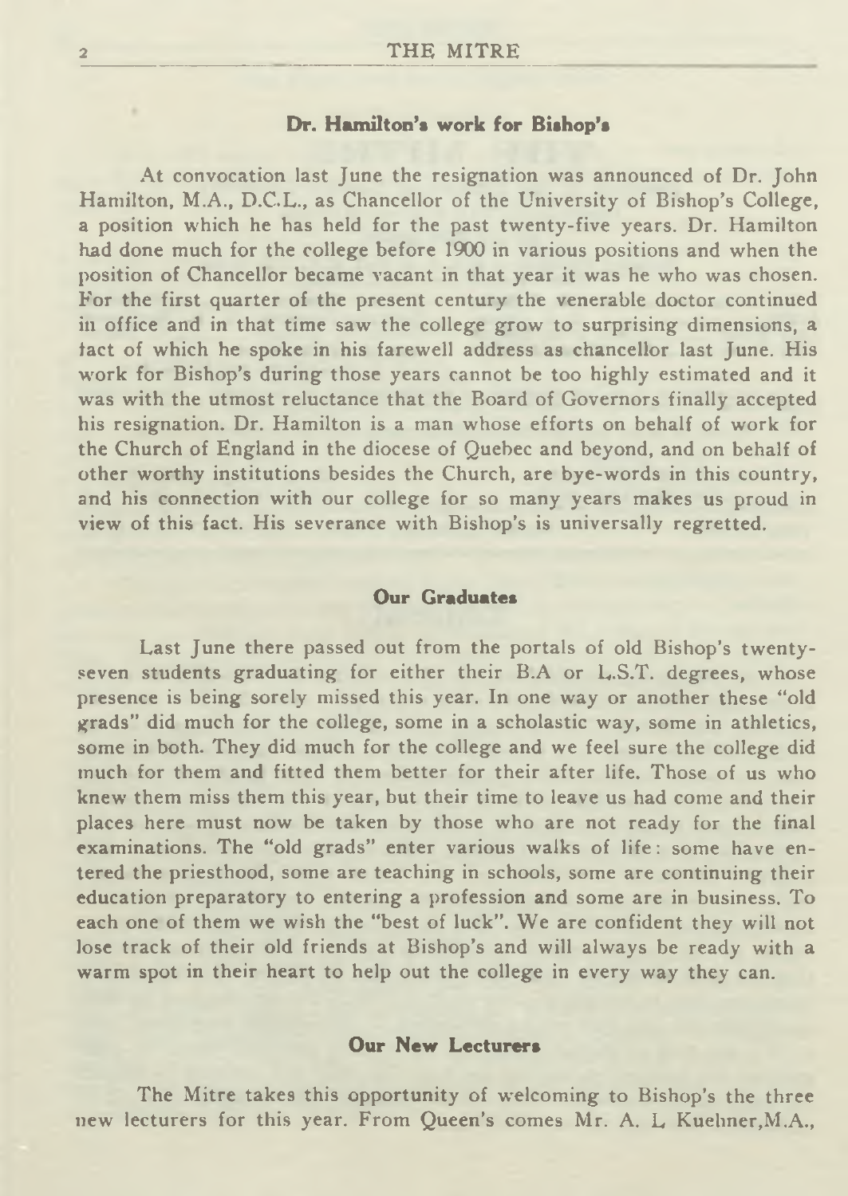## Dr. Hamilton's work for Bishop's

At convocation last June the resignation was announced of Dr. John Hamilton, M.A., D.C.L., as Chancellor of the University of Bishop's College, a position which he has held for the past twenty-five years. Dr. Hamilton had done much for the college before 1900 in various positions and when the position of Chancellor became vacant in that year it was he who was chosen. For the first quarter of the present century the venerable doctor continued in office and in that time saw the college grow to surprising dimensions, a fact of which he spoke in his farewell address as chancellor last June. His work for Bishop's during those years cannot be too highly estimated and it was with the utmost reluctance that the Board of Governors finally accepted his resignation. Dr. Hamilton is a man whose efforts on behalf of work for the Church of England in the diocese of Quebec and beyond, and on behalf of other worthy institutions besides the Church, are bye-words in this country, and his connection with our college for so many years makes us proud in view of this fact. His severance with Bishop's is universally regretted.

## Our Graduates

Last June there passed out from the portals of old Bishop's twenty-seven students graduating for either their B.A or L.S.T. degrees, whose presence is being sorely missed this year. In one way or another these "old grads" did much for the college, some in a scholastic way, some in athletics, some in both. They did much for the college and we feel sure the college did much for them and fitted them better for their after life. Those of us who knew them miss them this year, but their time to leave us had come and their places here must now be taken by those who are not ready for the final examinations. The "old grads" enter various walks of life: some have entered the priesthood, some are teaching in schools, some are continuing their education preparatory to entering a profession and some are in business. To each one of them we wish the "best of luck". We are confident they will not lose track of their old friends at Bishop's and will always be ready with a warm spot in their heart to help out the college in every way they can.

## Our New Lecturers

The Mitre takes this opportunity of welcoming to Bishop's the three new lecturers for this year. From Queen's comes Mr. A. L Kuehner,M.A.,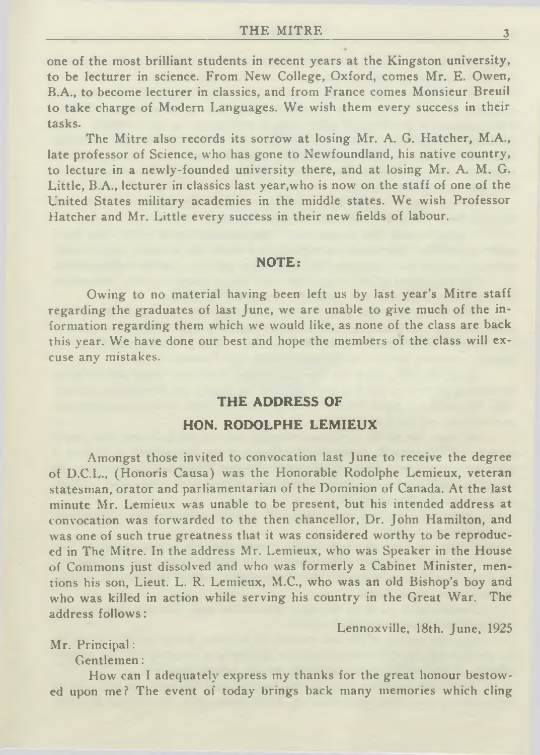one of the most brilliant students in recent years at the Kingston university, to be lecturer in science. From New College, Oxford, comes Mr. E. Owen, B.A., to become lecturer in classics, and from France comes Monsieur Breuil to take charge of Modern Languages. We wish them every success in their tasks.

The Mitre also records its sorrow at losing Mr. A. G. Hatcher, M.A., late professor of Science, who has gone to Newfoundland, his native country, to lecture in a newly-founded university there, and at losing Mr. A. M. G. Little, B.A., lecturer in classics last year,who is now on the staff of one of the United States military academies in the middle states. We wish Professor Hatcher and Mr. Little every success in their new fields of labour.

## NOTE:

Owing to no material having been left us by last year's Mitre staff regarding the graduates of last June, we are unable to give much of the information regarding them which we would like, as none of the class are back this year. We have done our best and hope the members of the class will excuse any mistakes.

## THE ADDRESS OF HON. RODOLPHE LEMIEUX

Amongst those invited to convocation last June to receive the degree of D.C.L., (Honoris Causa) was the Honorable Rodolphe Lemieux, veteran statesman, orator and parliamentarian of the Dominion of Canada. At the last minute Mr. Lemieux was unable to be present, but his intended address at convocation was forwarded to the then chancellor, Dr. John Hamilton, and was one of such true greatness that it was considered worthy to be reproduced in The Mitre. In the address Mr. Lemieux, who was Speaker in the House of Commons just dissolved and who was formerly a Cabinet Minister, mentions his son, Lieut. L. R. Lemieux, M.C., who was an old Bishop's boy and who was killed in action while serving his country in the Great War. The address follows:

Lennoxville, 18th. June, 1925

Mr. Principal:

Gentlemen:

How can I adequately express my thanks for the great honour bestowed upon me? The event of today brings back many memories which cling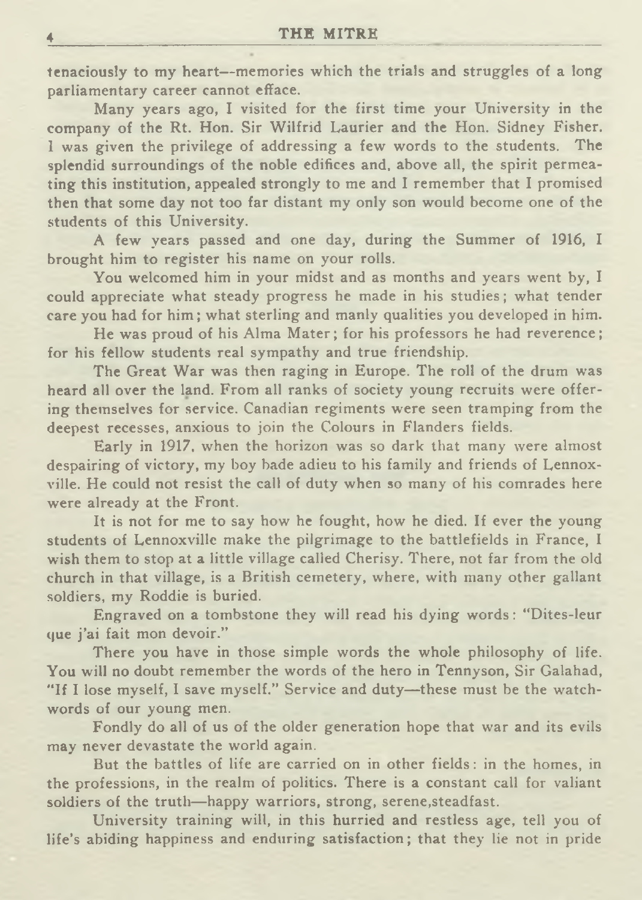tenaciously to my heart--memories which the trials and struggles of a long parliamentary career cannot efface.

Many years ago, I visited for the first time your University in the company of the Rt. Hon. Sir Wilfrid Laurier and the Hon. Sidney Fisher. I was given the privilege of addressing a few words to the students. The splendid surroundings of the noble edifices and, above all, the spirit permeating this institution, appealed strongly to me and I remember that I promised then that some day not too far distant my only son would become one of the students of this University.

A few years passed and one day, during the Summer of 1916, I brought him to register his name on your rolls.

You welcomed him in your midst and as months and years went by, I could appreciate what steady progress he made in his studies; what tender care you had for him; what sterling and manly qualities you developed in him.

He was proud of his Alma Mater; for his professors he had reverence; for his fellow students real sympathy and true friendship.

The Great War was then raging in Europe. The roll of the drum was heard all over the land. From all ranks of society young recruits were offering themselves for service. Canadian regiments were seen tramping from the deepest recesses, anxious to join the Colours in Flanders fields.

Early in 1917, when the horizon was so dark that many were almost despairing of victory, my boy bade adieu to his family and friends of Lennoxville. He could not resist the call of duty when so many of his comrades here were already at the Front.

It is not for me to say how he fought, how he died. If ever the young students of Lennoxville make the pilgrimage to the battlefields in France, I wish them to stop at a little village called Cherisy. There, not far from the old church in that village, is a British cemetery, where, with many other gallant soldiers, my Roddie is buried.

Engraved on a tombstone they will read his dying words: "Dites-leur que j'ai fait mon devoir."

There you have in those simple words the whole philosophy of life. You will no doubt remember the words of the hero in Tennyson, Sir Galahad, "If I lose myself, I save myself." Service and duty—these must be the watchwords of our young men.

Fondly do all of us of the older generation hope that war and its evils may never devastate the world again.

But the battles of life are carried on in other fields: in the homes, in the professions, in the realm of politics. There is a constant call for valiant soldiers of the truth—happy warriors, strong, serene,steadfast.

University training will, in this hurried and restless age, tell you of life's abiding happiness and enduring satisfaction; that they lie not in pride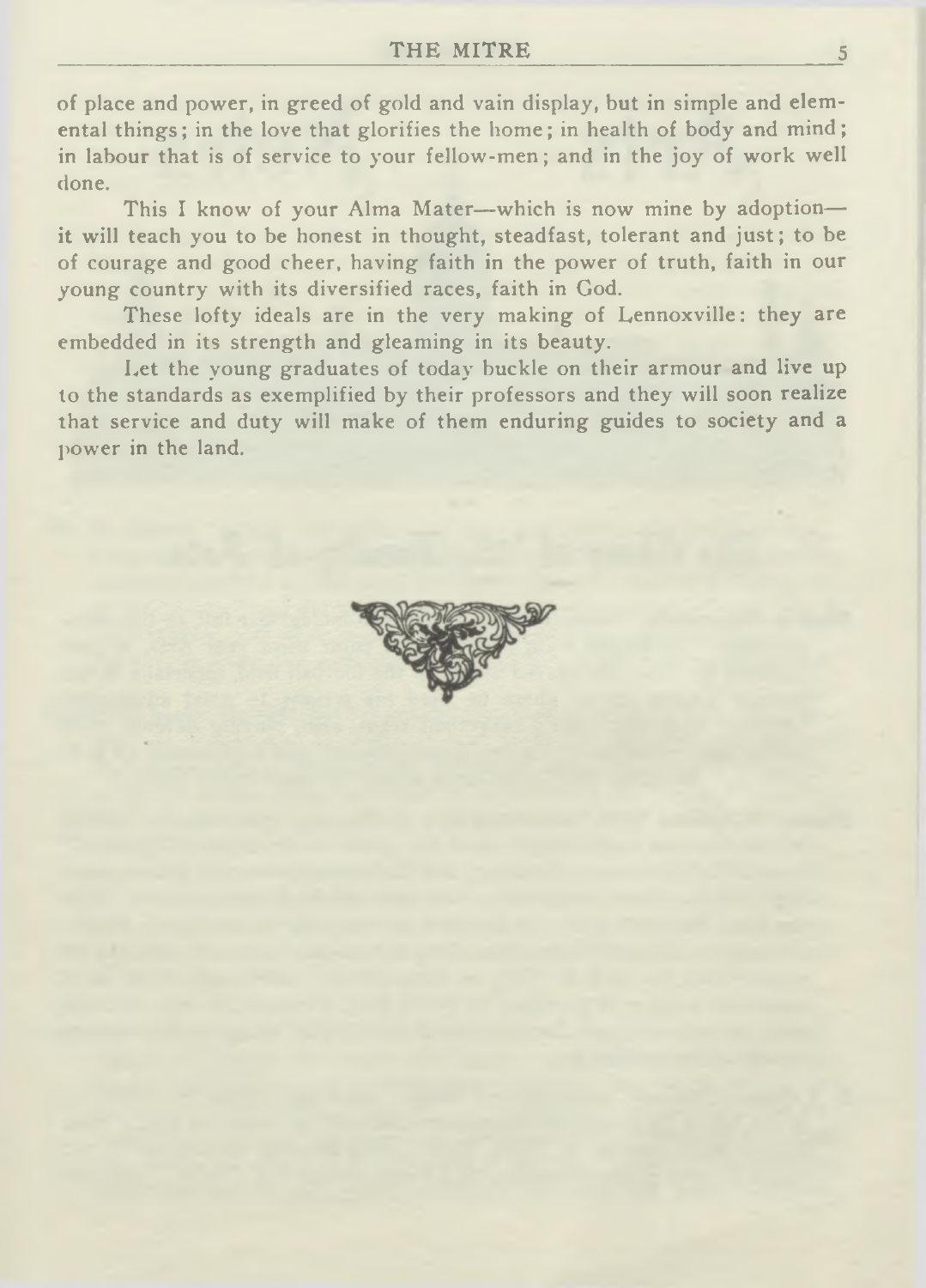of place and power, in greed of gold and vain display, but in simple and elemental things; in the love that glorifies the home; in health of body and mind; in labour that is of service to your fellow-men; and in the joy of work well done.

This I know of your Alma Mater—which is now mine by adoption—it will teach you to be honest in thought, steadfast, tolerant and just; to be of courage and good cheer, having faith in the power of truth, faith in our young country with its diversified races, faith in God.

These lofty ideals are in the very making of Lennoxville: they are embedded in its strength and gleaming in its beauty.

Let the young graduates of today buckle on their armour and live up to the standards as exemplified by their professors and they will soon realize that service and duty will make of them enduring guides to society and a power in the land.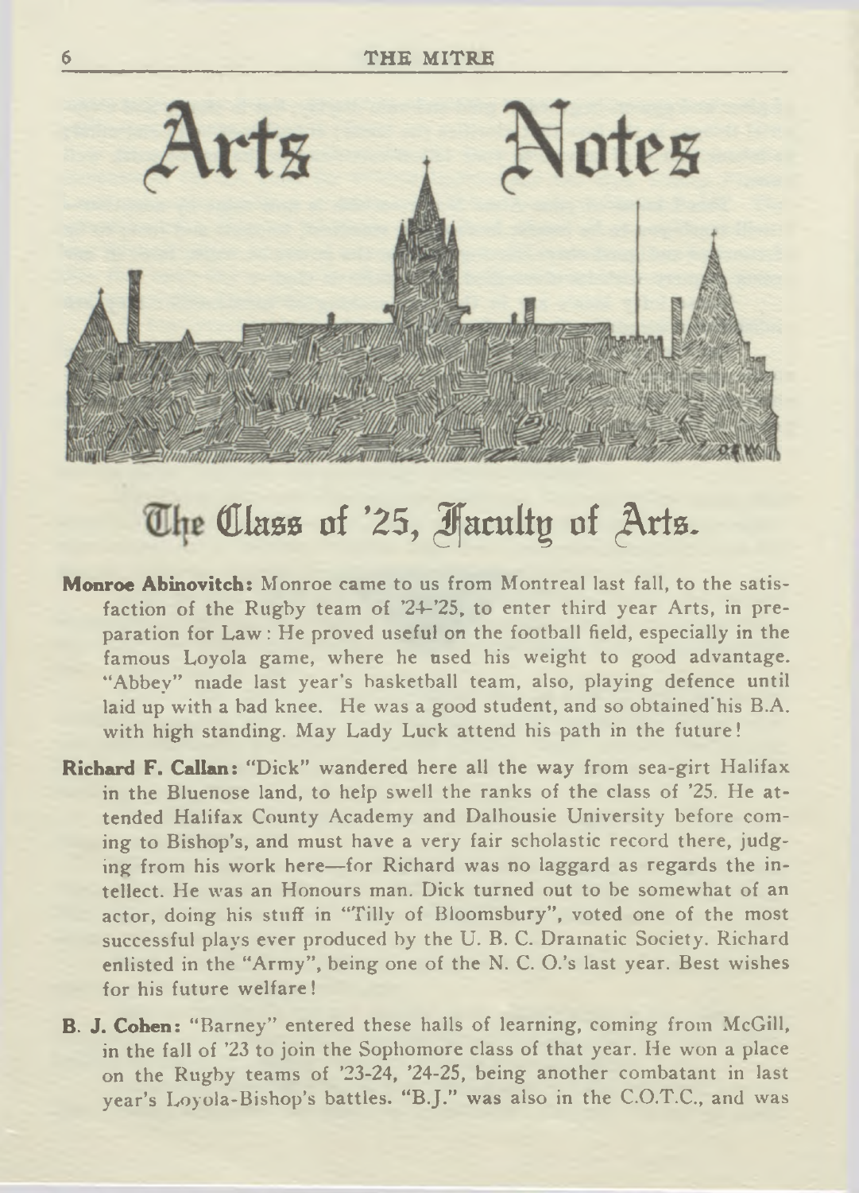# Arts Notes

## The Class of '25, Faculty of Arts.

**Monroe Abinovitch:** Monroe came to us from Montreal last fall, to the satisfaction of the Rugby team of '24-'25, to enter third year Arts, in preparation for Law: He proved useful on the football field, especially in the famous Loyola game, where he used his weight to good advantage. "Abbey" made last year's basketball team, also, playing defence until laid up with a bad knee. He was a good student, and so obtained his B.A. with high standing. May Lady Luck attend his path in the future!

**Richard F. Callan:** "Dick" wandered here all the way from sea-girt Halifax in the Bluenose land, to help swell the ranks of the class of '25. He attended Halifax County Academy and Dalhousie University before coming to Bishop's, and must have a very fair scholastic record there, judging from his work here—for Richard was no laggard as regards the intellect. He was an Honours man. Dick turned out to be somewhat of an actor, doing his stuff in "Tilly of Bloomsbury", voted one of the most successful plays ever produced by the U. B. C. Dramatic Society. Richard enlisted in the "Army", being one of the N. C. O.'s last year. Best wishes for his future welfare!

**B. J. Cohen:** "Barney" entered these halls of learning, coming from McGill, in the fall of '23 to join the Sophomore class of that year. He won a place on the Rugby teams of '23-24, '24-25, being another combatant in last year's Loyola-Bishop's battles. "B.J." was also in the C.O.T.C., and was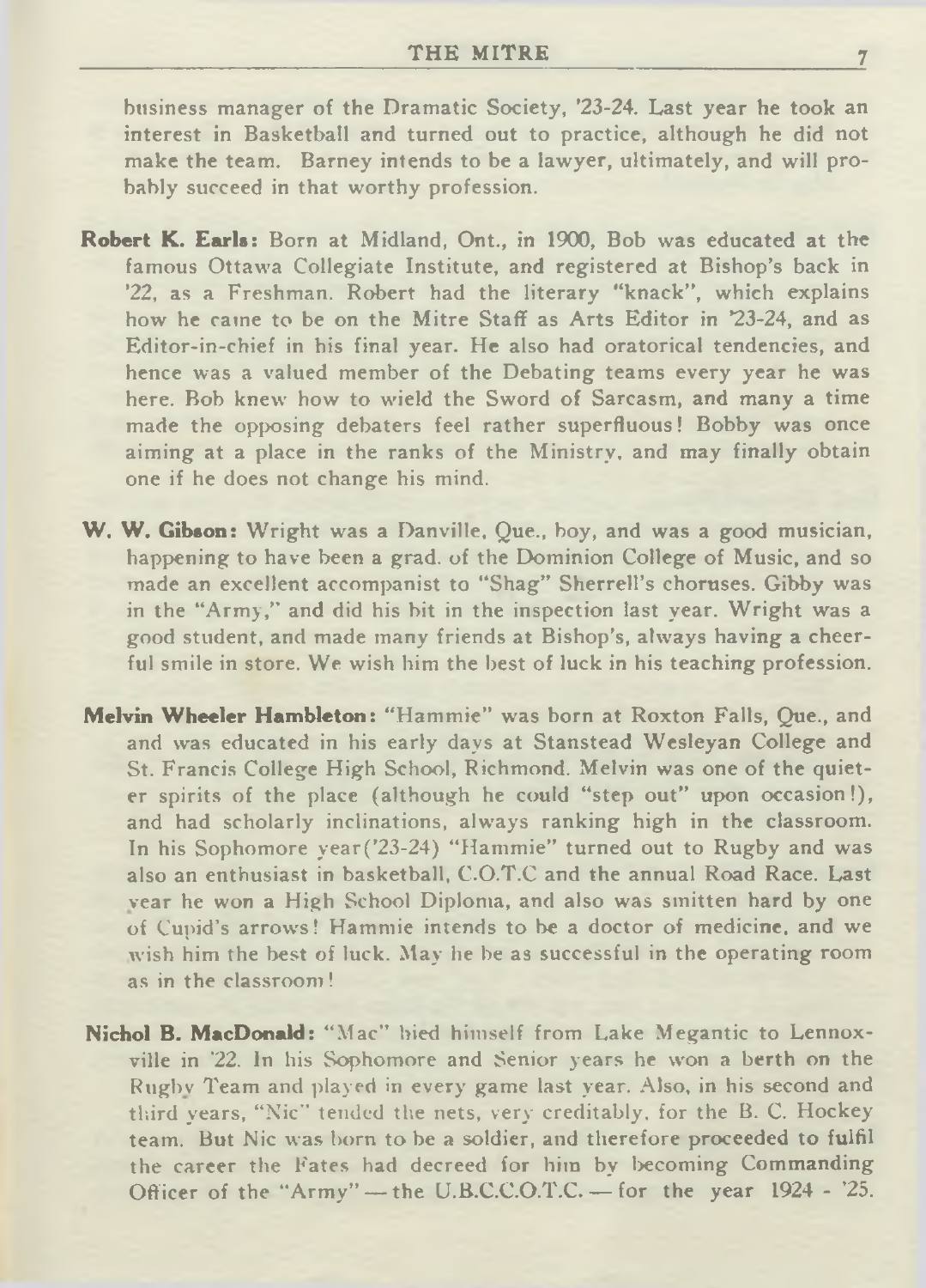business manager of the Dramatic Society, '23-24. Last year he took an interest in Basketball and turned out to practice, although he did not make the team. Barney intends to be a lawyer, ultimately, and will probably succeed in that worthy profession.

**Robert K. Earls:** Born at Midland, Ont., in 1900, Bob was educated at the famous Ottawa Collegiate Institute, and registered at Bishop's back in '22, as a Freshman. Robert had the literary "knack", which explains how he came to be on the Mitre Staff as Arts Editor in '23-24, and as Editor-in-chief in his final year. He also had oratorical tendencies, and hence was a valued member of the Debating teams every year he was here. Bob knew how to wield the Sword of Sarcasm, and many a time made the opposing debaters feel rather superfluous! Bobby was once aiming at a place in the ranks of the Ministry, and may finally obtain one if he does not change his mind.

**W. W. Gibson:** Wright was a Danville, Que., boy, and was a good musician, happening to have been a grad. of the Dominion College of Music, and so made an excellent accompanist to "Shag" Sherrell's choruses. Gibby was in the "Army," and did his bit in the inspection last year. Wright was a good student, and made many friends at Bishop's, always having a cheerful smile in store. We wish him the best of luck in his teaching profession.

**Melvin Wheeler Hambleton:** "Hammie" was born at Roxton Falls, Que., and and was educated in his early days at Stanstead Wesleyan College and St. Francis College High School, Richmond. Melvin was one of the quieter spirits of the place (although he could "step out" upon occasion!), and had scholarly inclinations, always ranking high in the classroom. In his Sophomore year('23-24) "Hammie" turned out to Rugby and was also an enthusiast in basketball, C.O.T.C and the annual Road Race. Last year he won a High School Diploma, and also was smitten hard by one of Cupid's arrows! Hammie intends to be a doctor of medicine, and we wish him the best of luck. May he be as successful in the operating room as in the classroom!

**Nichol B. MacDonald:** "Mac" hied himself from Lake Megantic to Lennoxville in '22. In his Sophomore and Senior years he won a berth on the Rugby Team and played in every game last year. Also, in his second and third years, "Nic" tended the nets, very creditably, for the B. C. Hockey team. But Nic was born to be a soldier, and therefore proceeded to fulfil the career the Fates had decreed for him by becoming Commanding Officer of the "Army" — the U.B.C.C.O.T.C. — for the year 1924 - '25.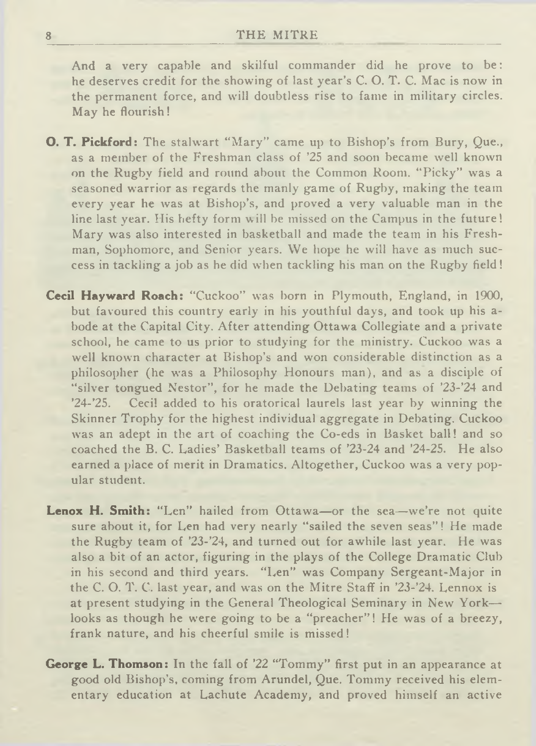And a very capable and skilful commander did he prove to be: he deserves credit for the showing of last year's C. O. T. C. Mac is now in the permanent force, and will doubtless rise to fame in military circles. May he flourish!

**O. T. Pickford:** The stalwart "Mary" came up to Bishop's from Bury, Que., as a member of the Freshman class of '25 and soon became well known on the Rugby field and round about the Common Room. "Picky" was a seasoned warrior as regards the manly game of Rugby, making the team every year he was at Bishop's, and proved a very valuable man in the line last year. His hefty form will be missed on the Campus in the future! Mary was also interested in basketball and made the team in his Freshman, Sophomore, and Senior years. We hope he will have as much success in tackling a job as he did when tackling his man on the Rugby field!

**Cecil Hayward Roach:** "Cuckoo" was born in Plymouth, England, in 1900, but favoured this country early in his youthful days, and took up his abode at the Capital City. After attending Ottawa Collegiate and a private school, he came to us prior to studying for the ministry. Cuckoo was a well known character at Bishop's and won considerable distinction as a philosopher (he was a Philosophy Honours man), and as a disciple of "silver tongued Nestor", for he made the Debating teams of '23-'24 and '24-'25. Cecil added to his oratorical laurels last year by winning the Skinner Trophy for the highest individual aggregate in Debating. Cuckoo was an adept in the art of coaching the Co-eds in Basket ball! and so coached the B. C. Ladies' Basketball teams of '23-24 and '24-25. He also earned a place of merit in Dramatics. Altogether, Cuckoo was a very popular student.

**Lenox H. Smith:** "Len" hailed from Ottawa—or the sea—we're not quite sure about it, for Len had very nearly "sailed the seven seas"! He made the Rugby team of '23-'24, and turned out for awhile last year. He was also a bit of an actor, figuring in the plays of the College Dramatic Club in his second and third years. "Len" was Company Sergeant-Major in the C. O. T. C. last year, and was on the Mitre Staff in '23-'24. Lennox is at present studying in the General Theological Seminary in New York—looks as though he were going to be a "preacher"! He was of a breezy, frank nature, and his cheerful smile is missed!

**George L. Thomson:** In the fall of '22 "Tommy" first put in an appearance at good old Bishop's, coming from Arundel, Que. Tommy received his elementary education at Lachute Academy, and proved himself an active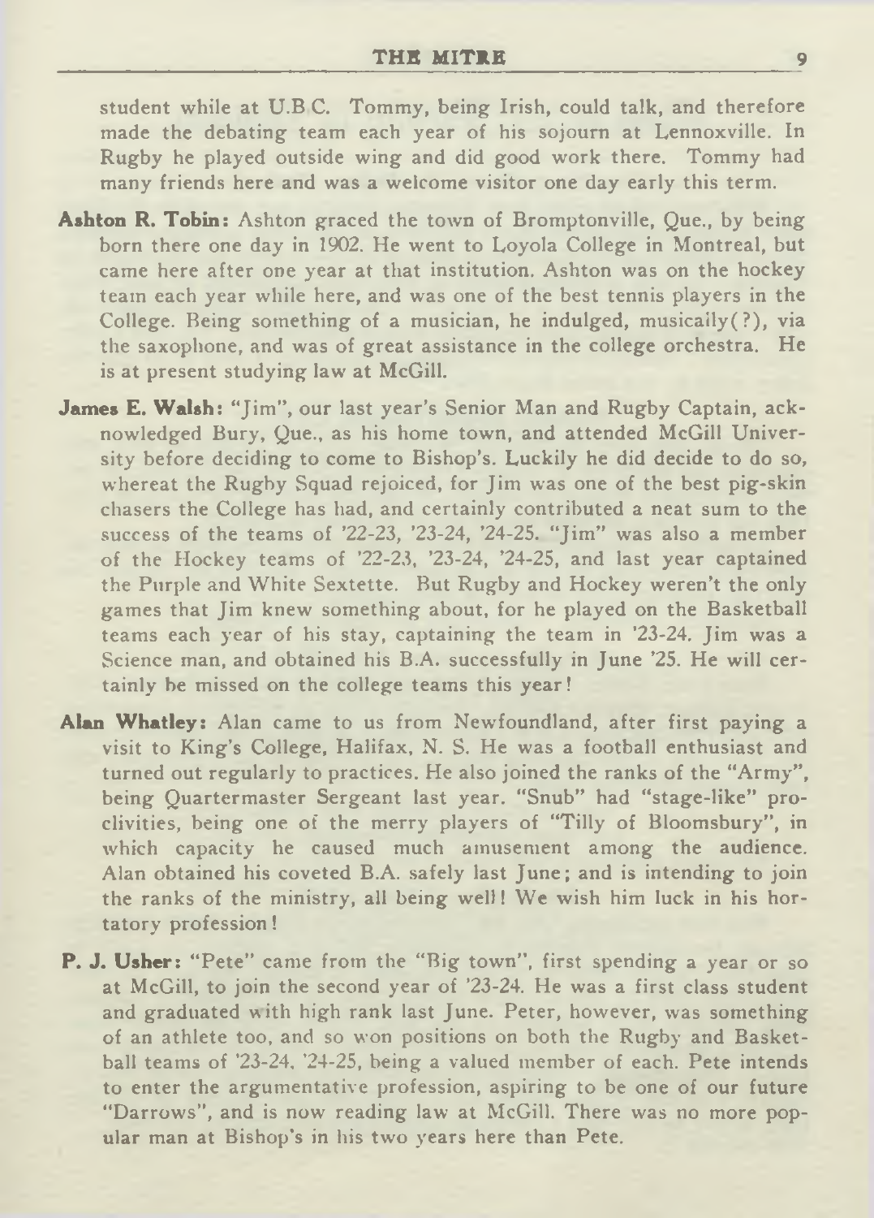student while at U.B.C. Tommy, being Irish, could talk, and therefore made the debating team each year of his sojourn at Lennoxville. In Rugby he played outside wing and did good work there. Tommy had many friends here and was a welcome visitor one day early this term.

**Ashton R. Tobin:** Ashton graced the town of Bromptonville, Que., by being born there one day in 1902. He went to Loyola College in Montreal, but came here after one year at that institution. Ashton was on the hockey team each year while here, and was one of the best tennis players in the College. Being something of a musician, he indulged, musically(?), via the saxophone, and was of great assistance in the college orchestra. He is at present studying law at McGill.

**James E. Walsh:** "Jim", our last year's Senior Man and Rugby Captain, acknowledged Bury, Que., as his home town, and attended McGill University before deciding to come to Bishop's. Luckily he did decide to do so, whereat the Rugby Squad rejoiced, for Jim was one of the best pig-skin chasers the College has had, and certainly contributed a neat sum to the success of the teams of '22-23, '23-24, '24-25. "Jim" was also a member of the Hockey teams of '22-23, '23-24, '24-25, and last year captained the Purple and White Sextette. But Rugby and Hockey weren't the only games that Jim knew something about, for he played on the Basketball teams each year of his stay, captaining the team in '23-24. Jim was a Science man, and obtained his B.A. successfully in June '25. He will certainly be missed on the college teams this year!

**Alan Whatley:** Alan came to us from Newfoundland, after first paying a visit to King's College, Halifax, N. S. He was a football enthusiast and turned out regularly to practices. He also joined the ranks of the "Army", being Quartermaster Sergeant last year. "Snub" had "stage-like" proclivities, being one of the merry players of "Tilly of Bloomsbury", in which capacity he caused much amusement among the audience. Alan obtained his coveted B.A. safely last June; and is intending to join the ranks of the ministry, all being well! We wish him luck in his hortatory profession!

**P. J. Usher:** "Pete" came from the "Big town", first spending a year or so at McGill, to join the second year of '23-24. He was a first class student and graduated with high rank last June. Peter, however, was something of an athlete too, and so won positions on both the Rugby and Basketball teams of '23-24, '24-25, being a valued member of each. Pete intends to enter the argumentative profession, aspiring to be one of our future "Darrows", and is now reading law at McGill. There was no more popular man at Bishop's in his two years here than Pete.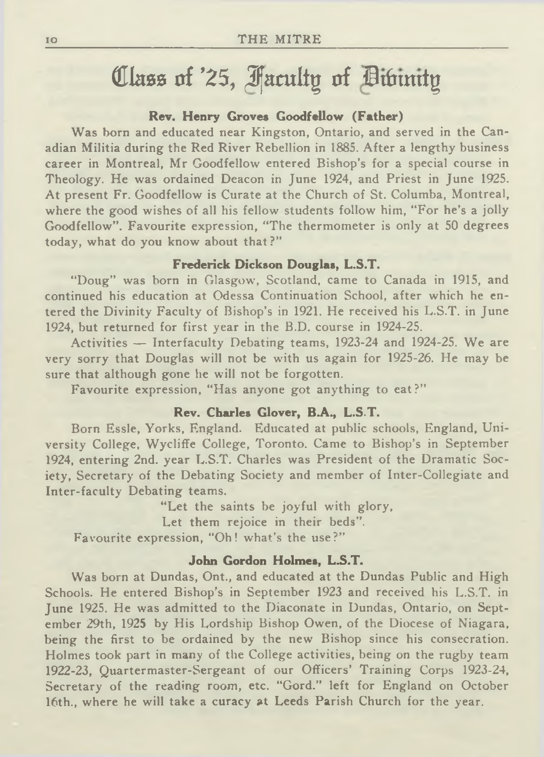# Class of '25, Faculty of Divinity

### Rev. Henry Groves Goodfellow (Father)

Was born and educated near Kingston, Ontario, and served in the Canadian Militia during the Red River Rebellion in 1885. After a lengthy business career in Montreal, Mr Goodfellow entered Bishop's for a special course in Theology. He was ordained Deacon in June 1924, and Priest in June 1925. At present Fr. Goodfellow is Curate at the Church of St. Columba, Montreal, where the good wishes of all his fellow students follow him, "For he's a jolly Goodfellow". Favourite expression, "The thermometer is only at 50 degrees today, what do you know about that?"

### Frederick Dickson Douglas, L.S.T.

"Doug" was born in Glasgow, Scotland, came to Canada in 1915, and continued his education at Odessa Continuation School, after which he entered the Divinity Faculty of Bishop's in 1921. He received his L.S.T. in June 1924, but returned for first year in the B.D. course in 1924-25.

Activities — Interfaculty Debating teams, 1923-24 and 1924-25. We are very sorry that Douglas will not be with us again for 1925-26. He may be sure that although gone he will not be forgotten.

Favourite expression, "Has anyone got anything to eat?"

### Rev. Charles Glover, B.A., L.S.T.

Born Essle, Yorks, England. Educated at public schools, England, University College, Wycliffe College, Toronto. Came to Bishop's in September 1924, entering 2nd. year L.S.T. Charles was President of the Dramatic Society, Secretary of the Debating Society and member of Inter-Collegiate and Inter-faculty Debating teams.

"Let the saints be joyful with glory,
Let them rejoice in their beds".

Favourite expression, "Oh! what's the use?"

### John Gordon Holmes, L.S.T.

Was born at Dundas, Ont., and educated at the Dundas Public and High Schools. He entered Bishop's in September 1923 and received his L.S.T. in June 1925. He was admitted to the Diaconate in Dundas, Ontario, on September 29th, 1925 by His Lordship Bishop Owen, of the Diocese of Niagara, being the first to be ordained by the new Bishop since his consecration. Holmes took part in many of the College activities, being on the rugby team 1922-23, Quartermaster-Sergeant of our Officers' Training Corps 1923-24, Secretary of the reading room, etc. "Gord." left for England on October 16th., where he will take a curacy at Leeds Parish Church for the year.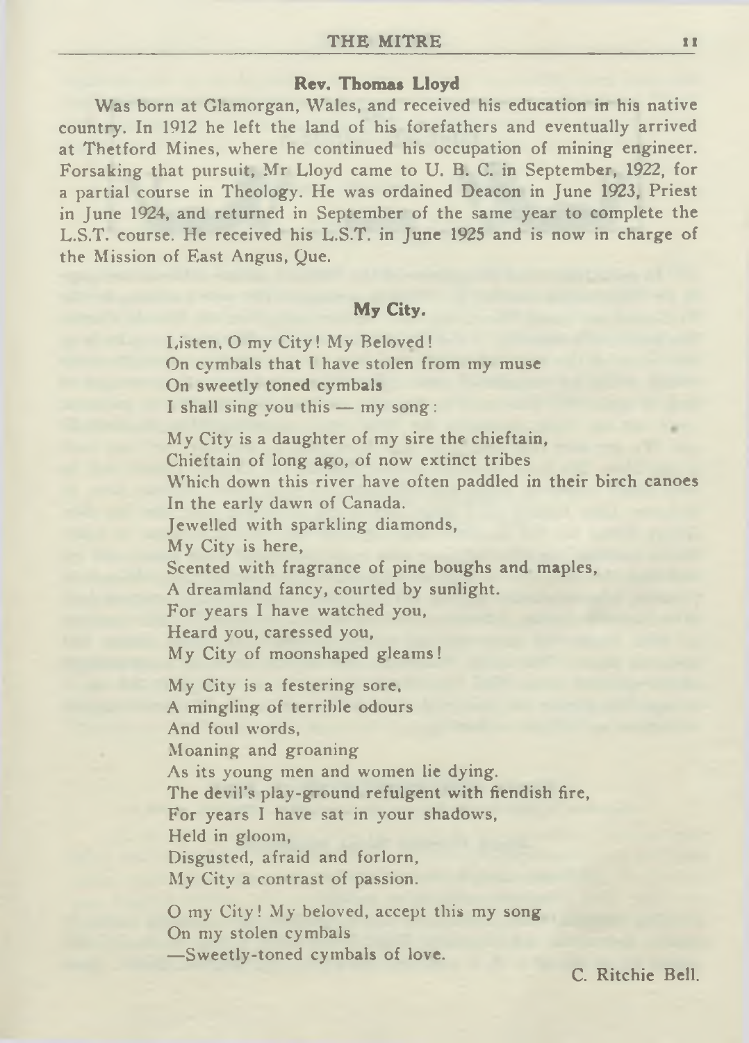### Rev. Thomas Lloyd

Was born at Glamorgan, Wales, and received his education in his native country. In 1912 he left the land of his forefathers and eventually arrived at Thetford Mines, where he continued his occupation of mining engineer. Forsaking that pursuit, Mr Lloyd came to U. B. C. in September, 1922, for a partial course in Theology. He was ordained Deacon in June 1923, Priest in June 1924, and returned in September of the same year to complete the L.S.T. course. He received his L.S.T. in June 1925 and is now in charge of the Mission of East Angus, Que.

### My City.

Listen, O my City! My Beloved!
On cymbals that I have stolen from my muse
On sweetly toned cymbals
I shall sing you this — my song:

My City is a daughter of my sire the chieftain,
Chieftain of long ago, of now extinct tribes
Which down this river have often paddled in their birch canoes
In the early dawn of Canada.
Jewelled with sparkling diamonds,
My City is here,
Scented with fragrance of pine boughs and maples,
A dreamland fancy, courted by sunlight.
For years I have watched you,
Heard you, caressed you,
My City of moonshaped gleams!

My City is a festering sore,
A mingling of terrible odours
And foul words,
Moaning and groaning
As its young men and women lie dying.
The devil's play-ground refulgent with fiendish fire,
For years I have sat in your shadows,
Held in gloom,
Disgusted, afraid and forlorn,
My City a contrast of passion.

O my City! My beloved, accept this my song
On my stolen cymbals
—Sweetly-toned cymbals of love.

C. Ritchie Bell.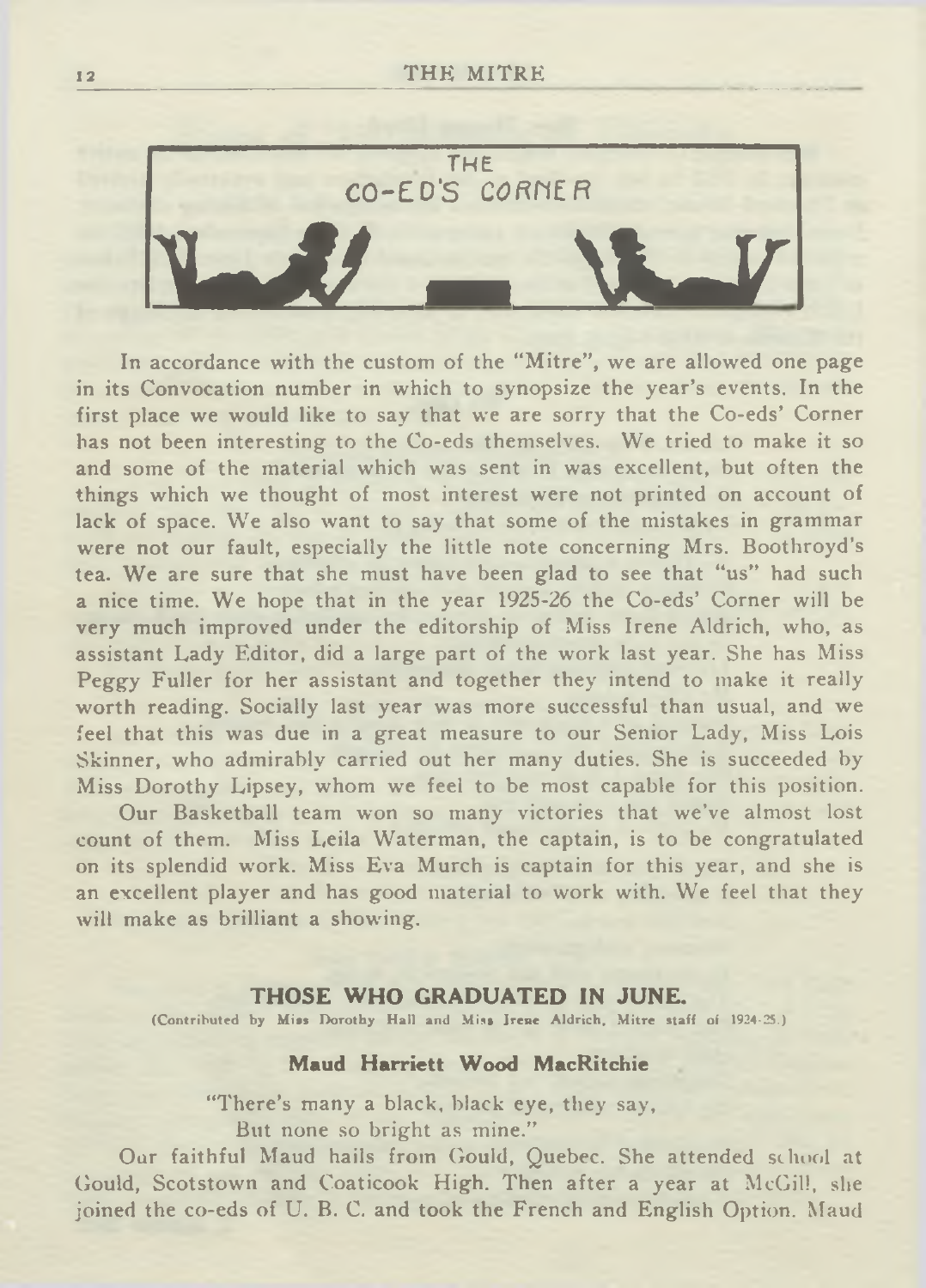## THE CO-ED'S CORNER

In accordance with the custom of the "Mitre", we are allowed one page in its Convocation number in which to synopsize the year's events. In the first place we would like to say that we are sorry that the Co-eds' Corner has not been interesting to the Co-eds themselves. We tried to make it so and some of the material which was sent in was excellent, but often the things which we thought of most interest were not printed on account of lack of space. We also want to say that some of the mistakes in grammar were not our fault, especially the little note concerning Mrs. Boothroyd's tea. We are sure that she must have been glad to see that "us" had such a nice time. We hope that in the year 1925-26 the Co-eds' Corner will be very much improved under the editorship of Miss Irene Aldrich, who, as assistant Lady Editor, did a large part of the work last year. She has Miss Peggy Fuller for her assistant and together they intend to make it really worth reading. Socially last year was more successful than usual, and we feel that this was due in a great measure to our Senior Lady, Miss Lois Skinner, who admirably carried out her many duties. She is succeeded by Miss Dorothy Lipsey, whom we feel to be most capable for this position.

Our Basketball team won so many victories that we've almost lost count of them. Miss Leila Waterman, the captain, is to be congratulated on its splendid work. Miss Eva Murch is captain for this year, and she is an excellent player and has good material to work with. We feel that they will make as brilliant a showing.

### THOSE WHO GRADUATED IN JUNE.

(Contributed by Miss Dorothy Hall and Miss Irene Aldrich, Mitre staff of 1924-25.)

#### Maud Harriett Wood MacRitchie

"There's many a black, black eye, they say,
But none so bright as mine."

Our faithful Maud hails from Gould, Quebec. She attended school at Gould, Scotstown and Coaticook High. Then after a year at McGill, she joined the co-eds of U. B. C. and took the French and English Option. Maud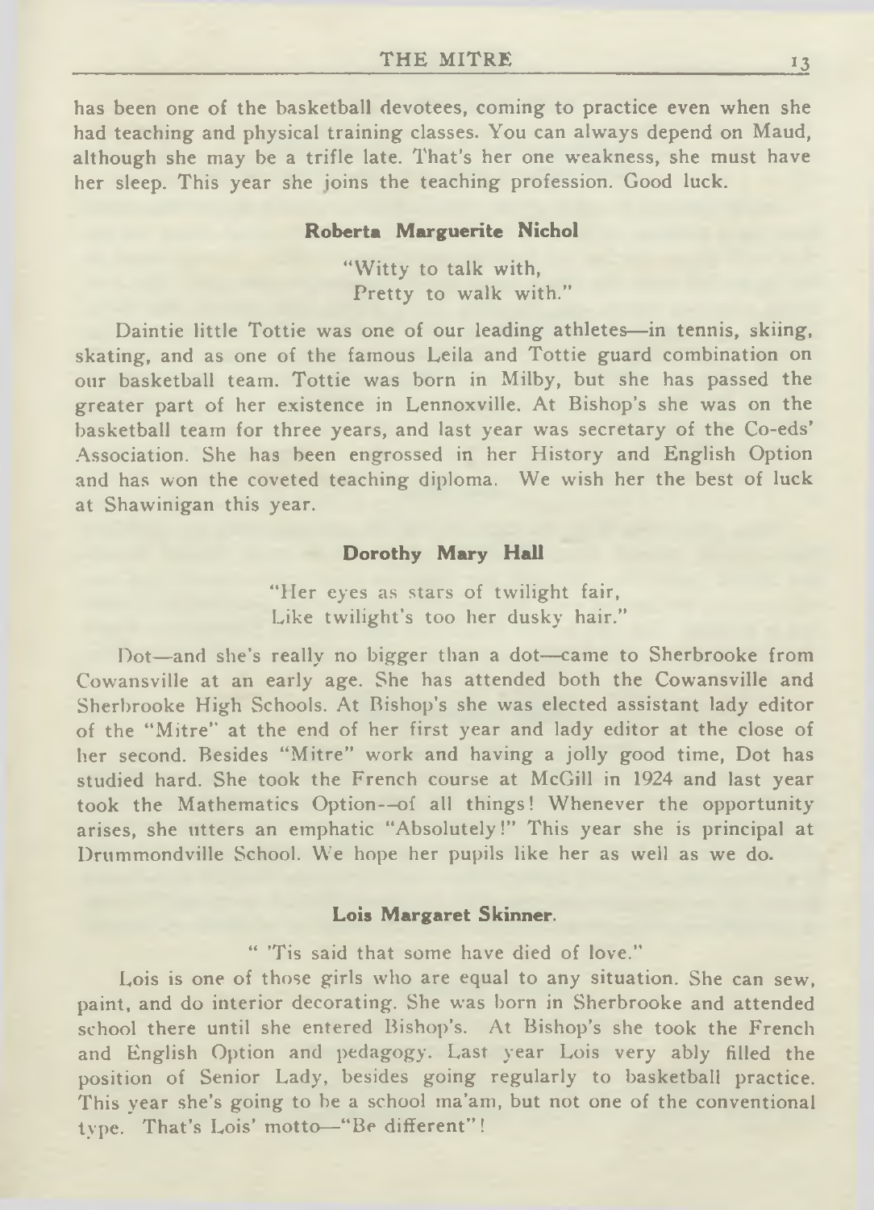has been one of the basketball devotees, coming to practice even when she had teaching and physical training classes. You can always depend on Maud, although she may be a trifle late. That's her one weakness, she must have her sleep. This year she joins the teaching profession. Good luck.

### Roberta Marguerite Nichol

"Witty to talk with,
Pretty to walk with."

Daintie little Tottie was one of our leading athletes—in tennis, skiing, skating, and as one of the famous Leila and Tottie guard combination on our basketball team. Tottie was born in Milby, but she has passed the greater part of her existence in Lennoxville. At Bishop's she was on the basketball team for three years, and last year was secretary of the Co-eds' Association. She has been engrossed in her History and English Option and has won the coveted teaching diploma. We wish her the best of luck at Shawinigan this year.

### Dorothy Mary Hall

"Her eyes as stars of twilight fair,
Like twilight's too her dusky hair."

Dot—and she's really no bigger than a dot—came to Sherbrooke from Cowansville at an early age. She has attended both the Cowansville and Sherbrooke High Schools. At Bishop's she was elected assistant lady editor of the "Mitre" at the end of her first year and lady editor at the close of her second. Besides "Mitre" work and having a jolly good time, Dot has studied hard. She took the French course at McGill in 1924 and last year took the Mathematics Option—of all things! Whenever the opportunity arises, she utters an emphatic "Absolutely!" This year she is principal at Drummondville School. We hope her pupils like her as well as we do.

### Lois Margaret Skinner.

" 'Tis said that some have died of love."

Lois is one of those girls who are equal to any situation. She can sew, paint, and do interior decorating. She was born in Sherbrooke and attended school there until she entered Bishop's. At Bishop's she took the French and English Option and pedagogy. Last year Lois very ably filled the position of Senior Lady, besides going regularly to basketball practice. This year she's going to be a school ma'am, but not one of the conventional type. That's Lois' motto—"Be different"!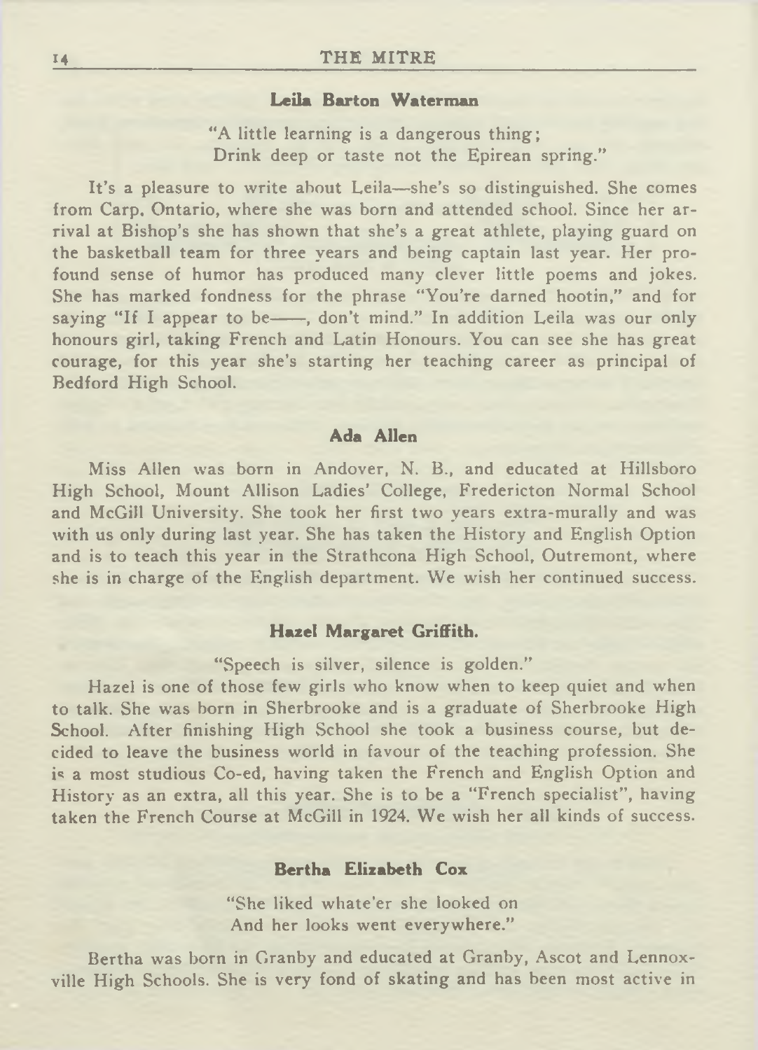### Leila Barton Waterman

"A little learning is a dangerous thing;
Drink deep or taste not the Epirean spring."

It's a pleasure to write about Leila—she's so distinguished. She comes from Carp, Ontario, where she was born and attended school. Since her arrival at Bishop's she has shown that she's a great athlete, playing guard on the basketball team for three years and being captain last year. Her profound sense of humor has produced many clever little poems and jokes. She has marked fondness for the phrase "You're darned hootin," and for saying "If I appear to be——, don't mind." In addition Leila was our only honours girl, taking French and Latin Honours. You can see she has great courage, for this year she's starting her teaching career as principal of Bedford High School.

### Ada Allen

Miss Allen was born in Andover, N. B., and educated at Hillsboro High School, Mount Allison Ladies' College, Fredericton Normal School and McGill University. She took her first two years extra-murally and was with us only during last year. She has taken the History and English Option and is to teach this year in the Strathcona High School, Outremont, where she is in charge of the English department. We wish her continued success.

### Hazel Margaret Griffith.

"Speech is silver, silence is golden."

Hazel is one of those few girls who know when to keep quiet and when to talk. She was born in Sherbrooke and is a graduate of Sherbrooke High School. After finishing High School she took a business course, but decided to leave the business world in favour of the teaching profession. She is a most studious Co-ed, having taken the French and English Option and History as an extra, all this year. She is to be a "French specialist", having taken the French Course at McGill in 1924. We wish her all kinds of success.

### Bertha Elizabeth Cox

"She liked whate'er she looked on
And her looks went everywhere."

Bertha was born in Granby and educated at Granby, Ascot and Lennoxville High Schools. She is very fond of skating and has been most active in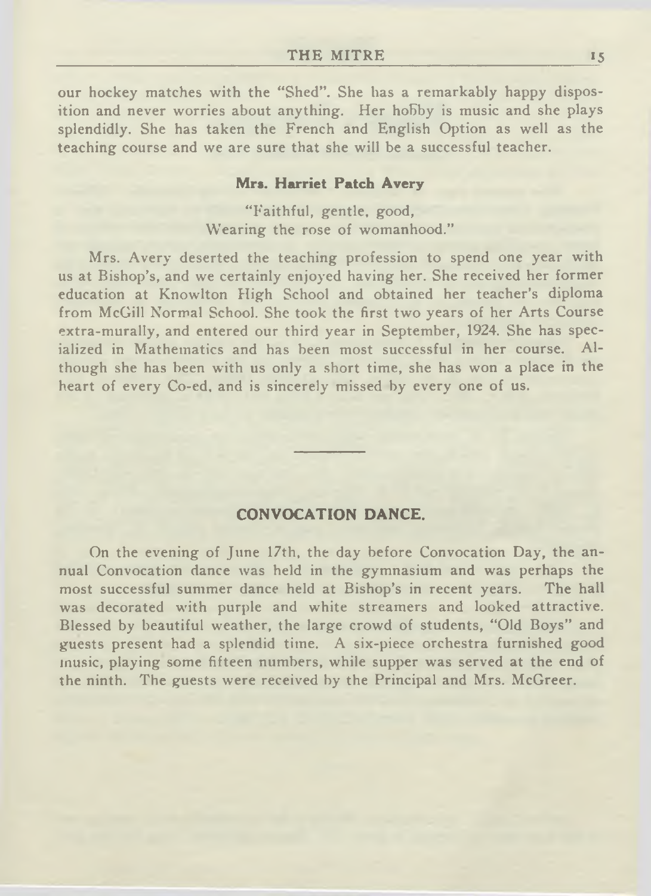our hockey matches with the "Shed". She has a remarkably happy disposition and never worries about anything. Her hobby is music and she plays splendidly. She has taken the French and English Option as well as the teaching course and we are sure that she will be a successful teacher.

### Mrs. Harriet Patch Avery

"Faithful, gentle, good,
Wearing the rose of womanhood."

Mrs. Avery deserted the teaching profession to spend one year with us at Bishop's, and we certainly enjoyed having her. She received her former education at Knowlton High School and obtained her teacher's diploma from McGill Normal School. She took the first two years of her Arts Course extra-murally, and entered our third year in September, 1924. She has specialized in Mathematics and has been most successful in her course. Although she has been with us only a short time, she has won a place in the heart of every Co-ed, and is sincerely missed by every one of us.

---

## CONVOCATION DANCE.

On the evening of June 17th, the day before Convocation Day, the annual Convocation dance was held in the gymnasium and was perhaps the most successful summer dance held at Bishop's in recent years. The hall was decorated with purple and white streamers and looked attractive. Blessed by beautiful weather, the large crowd of students, "Old Boys" and guests present had a splendid time. A six-piece orchestra furnished good music, playing some fifteen numbers, while supper was served at the end of the ninth. The guests were received by the Principal and Mrs. McGreer.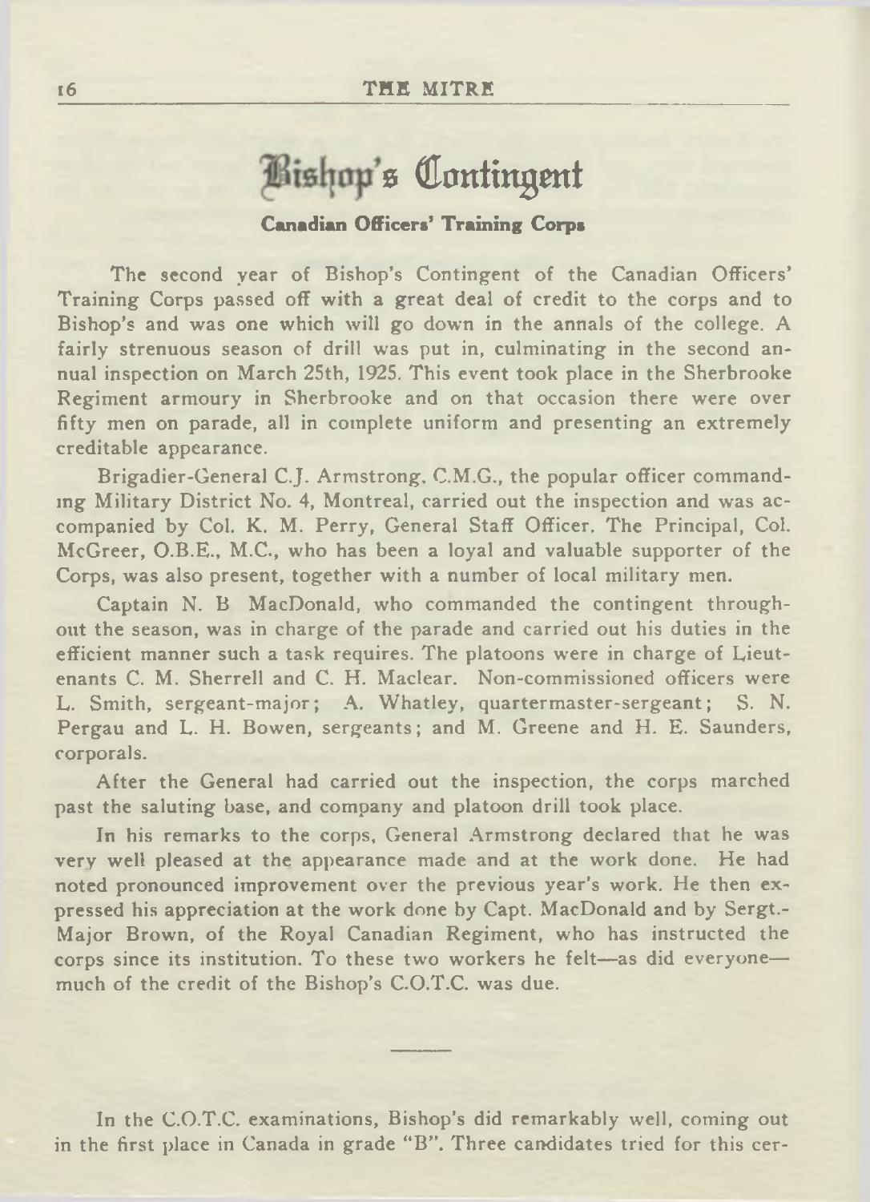# Bishop's Contingent

### Canadian Officers' Training Corps

The second year of Bishop's Contingent of the Canadian Officers' Training Corps passed off with a great deal of credit to the corps and to Bishop's and was one which will go down in the annals of the college. A fairly strenuous season of drill was put in, culminating in the second annual inspection on March 25th, 1925. This event took place in the Sherbrooke Regiment armoury in Sherbrooke and on that occasion there were over fifty men on parade, all in complete uniform and presenting an extremely creditable appearance.

Brigadier-General C.J. Armstrong, C.M.G., the popular officer commanding Military District No. 4, Montreal, carried out the inspection and was accompanied by Col. K. M. Perry, General Staff Officer. The Principal, Col. McGreer, O.B.E., M.C., who has been a loyal and valuable supporter of the Corps, was also present, together with a number of local military men.

Captain N. B MacDonald, who commanded the contingent throughout the season, was in charge of the parade and carried out his duties in the efficient manner such a task requires. The platoons were in charge of Lieutenants C. M. Sherrell and C. H. Maclear. Non-commissioned officers were L. Smith, sergeant-major; A. Whatley, quartermaster-sergeant; S. N. Pergau and L. H. Bowen, sergeants; and M. Greene and H. E. Saunders, corporals.

After the General had carried out the inspection, the corps marched past the saluting base, and company and platoon drill took place.

In his remarks to the corps, General Armstrong declared that he was very well pleased at the appearance made and at the work done. He had noted pronounced improvement over the previous year's work. He then expressed his appreciation at the work done by Capt. MacDonald and by Sergt.-Major Brown, of the Royal Canadian Regiment, who has instructed the corps since its institution. To these two workers he felt—as did everyone—much of the credit of the Bishop's C.O.T.C. was due.

---

In the C.O.T.C. examinations, Bishop's did remarkably well, coming out in the first place in Canada in grade "B". Three candidates tried for this cer-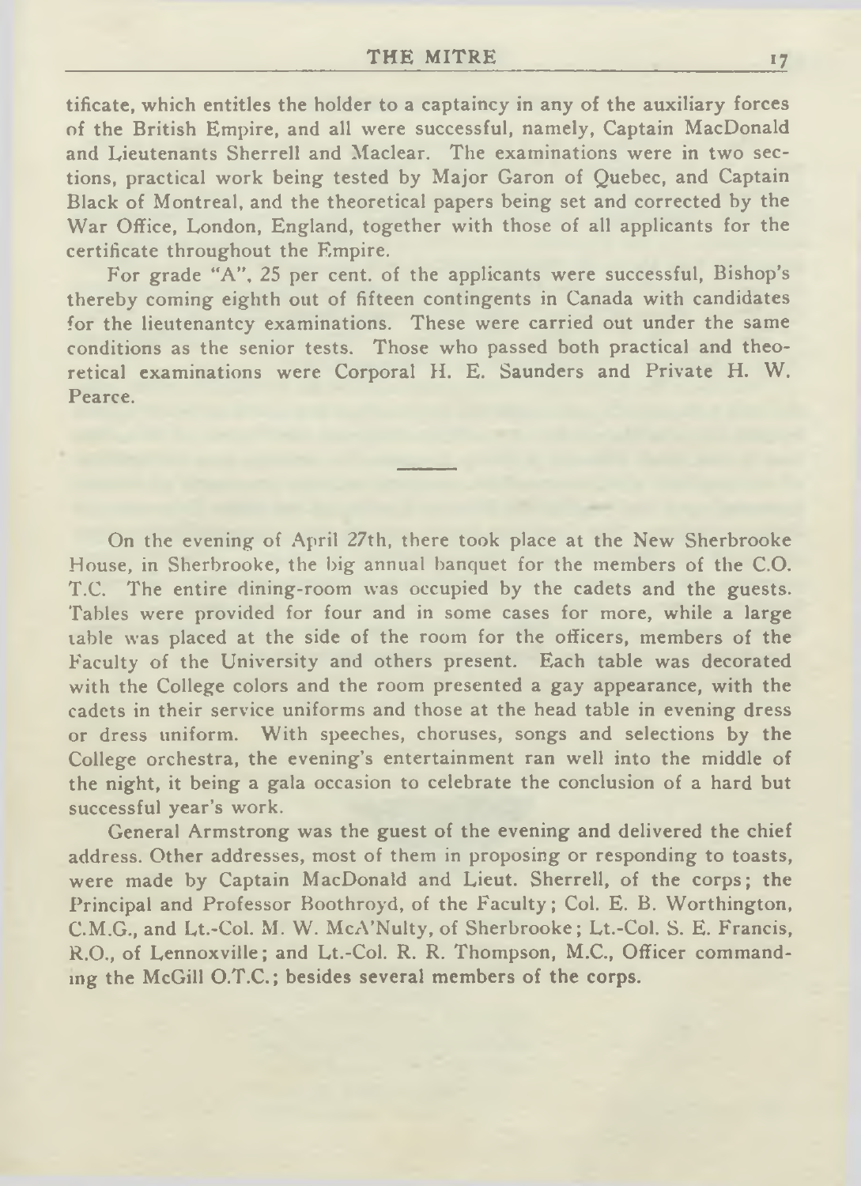tificate, which entitles the holder to a captaincy in any of the auxiliary forces of the British Empire, and all were successful, namely, Captain MacDonald and Lieutenants Sherrell and Maclear. The examinations were in two sections, practical work being tested by Major Garon of Quebec, and Captain Black of Montreal, and the theoretical papers being set and corrected by the War Office, London, England, together with those of all applicants for the certificate throughout the Empire.

For grade "A", 25 per cent. of the applicants were successful, Bishop's thereby coming eighth out of fifteen contingents in Canada with candidates for the lieutenantcy examinations. These were carried out under the same conditions as the senior tests. Those who passed both practical and theoretical examinations were Corporal H. E. Saunders and Private H. W. Pearce.

---

On the evening of April 27th, there took place at the New Sherbrooke House, in Sherbrooke, the big annual banquet for the members of the C.O.T.C. The entire dining-room was occupied by the cadets and the guests. Tables were provided for four and in some cases for more, while a large table was placed at the side of the room for the officers, members of the Faculty of the University and others present. Each table was decorated with the College colors and the room presented a gay appearance, with the cadets in their service uniforms and those at the head table in evening dress or dress uniform. With speeches, choruses, songs and selections by the College orchestra, the evening's entertainment ran well into the middle of the night, it being a gala occasion to celebrate the conclusion of a hard but successful year's work.

General Armstrong was the guest of the evening and delivered the chief address. Other addresses, most of them in proposing or responding to toasts, were made by Captain MacDonald and Lieut. Sherrell, of the corps; the Principal and Professor Boothroyd, of the Faculty; Col. E. B. Worthington, C.M.G., and Lt.-Col. M. W. McA'Nulty, of Sherbrooke; Lt.-Col. S. E. Francis, R.O., of Lennoxville; and Lt.-Col. R. R. Thompson, M.C., Officer commanding the McGill O.T.C.; besides several members of the corps.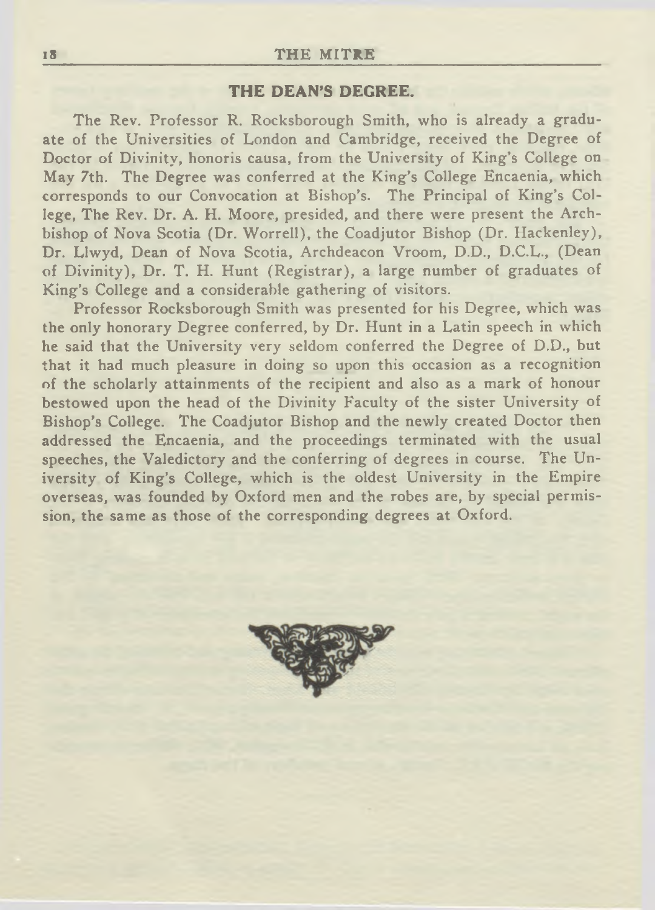## THE DEAN'S DEGREE.

The Rev. Professor R. Rocksborough Smith, who is already a graduate of the Universities of London and Cambridge, received the Degree of Doctor of Divinity, honoris causa, from the University of King's College on May 7th. The Degree was conferred at the King's College Encaenia, which corresponds to our Convocation at Bishop's. The Principal of King's College, The Rev. Dr. A. H. Moore, presided, and there were present the Archbishop of Nova Scotia (Dr. Worrell), the Coadjutor Bishop (Dr. Hackenley), Dr. Llwyd, Dean of Nova Scotia, Archdeacon Vroom, D.D., D.C.L., (Dean of Divinity), Dr. T. H. Hunt (Registrar), a large number of graduates of King's College and a considerable gathering of visitors.

Professor Rocksborough Smith was presented for his Degree, which was the only honorary Degree conferred, by Dr. Hunt in a Latin speech in which he said that the University very seldom conferred the Degree of D.D., but that it had much pleasure in doing so upon this occasion as a recognition of the scholarly attainments of the recipient and also as a mark of honour bestowed upon the head of the Divinity Faculty of the sister University of Bishop's College. The Coadjutor Bishop and the newly created Doctor then addressed the Encaenia, and the proceedings terminated with the usual speeches, the Valedictory and the conferring of degrees in course. The University of King's College, which is the oldest University in the Empire overseas, was founded by Oxford men and the robes are, by special permission, the same as those of the corresponding degrees at Oxford.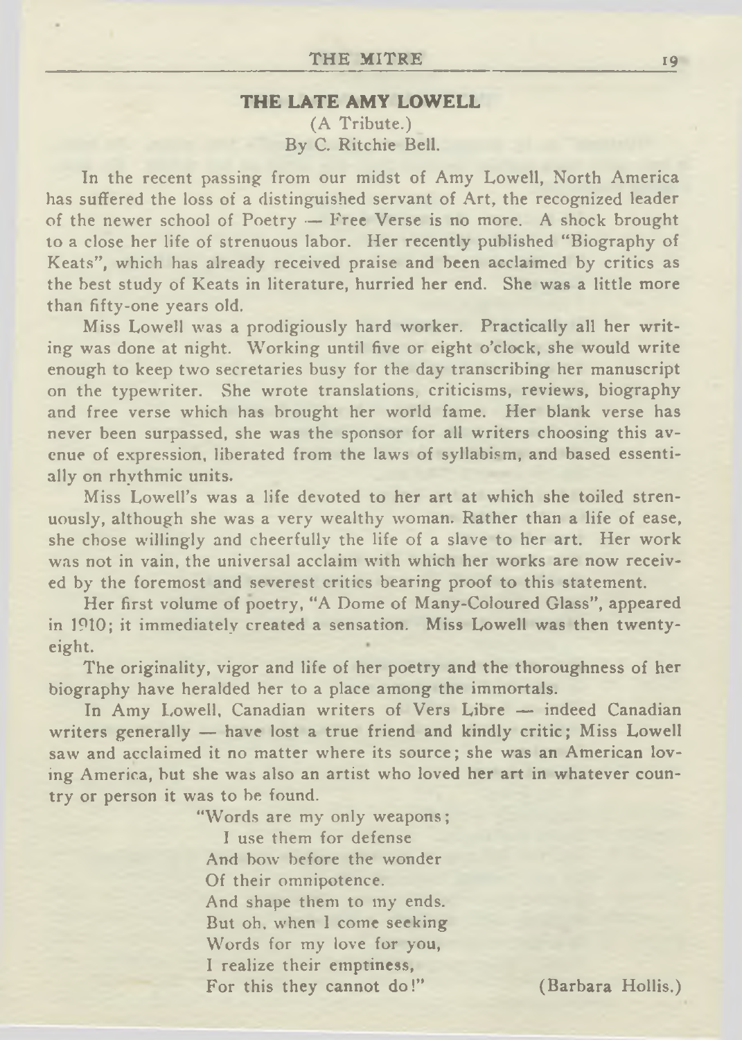## THE LATE AMY LOWELL

(A Tribute.)
By C. Ritchie Bell.

In the recent passing from our midst of Amy Lowell, North America has suffered the loss of a distinguished servant of Art, the recognized leader of the newer school of Poetry — Free Verse is no more. A shock brought to a close her life of strenuous labor. Her recently published "Biography of Keats", which has already received praise and been acclaimed by critics as the best study of Keats in literature, hurried her end. She was a little more than fifty-one years old.

Miss Lowell was a prodigiously hard worker. Practically all her writing was done at night. Working until five or eight o'clock, she would write enough to keep two secretaries busy for the day transcribing her manuscript on the typewriter. She wrote translations, criticisms, reviews, biography and free verse which has brought her world fame. Her blank verse has never been surpassed, she was the sponsor for all writers choosing this avenue of expression, liberated from the laws of syllabism, and based essentially on rhythmic units.

Miss Lowell's was a life devoted to her art at which she toiled strenuously, although she was a very wealthy woman. Rather than a life of ease, she chose willingly and cheerfully the life of a slave to her art. Her work was not in vain, the universal acclaim with which her works are now received by the foremost and severest critics bearing proof to this statement.

Her first volume of poetry, "A Dome of Many-Coloured Glass", appeared in 1910; it immediately created a sensation. Miss Lowell was then twenty-eight.

The originality, vigor and life of her poetry and the thoroughness of her biography have heralded her to a place among the immortals.

In Amy Lowell, Canadian writers of Vers Libre — indeed Canadian writers generally — have lost a true friend and kindly critic; Miss Lowell saw and acclaimed it no matter where its source; she was an American loving America, but she was also an artist who loved her art in whatever country or person it was to be found.

"Words are my only weapons;
I use them for defense
And bow before the wonder
Of their omnipotence.
And shape them to my ends.
But oh, when I come seeking
Words for my love for you,
I realize their emptiness,
For this they cannot do!"

(Barbara Hollis.)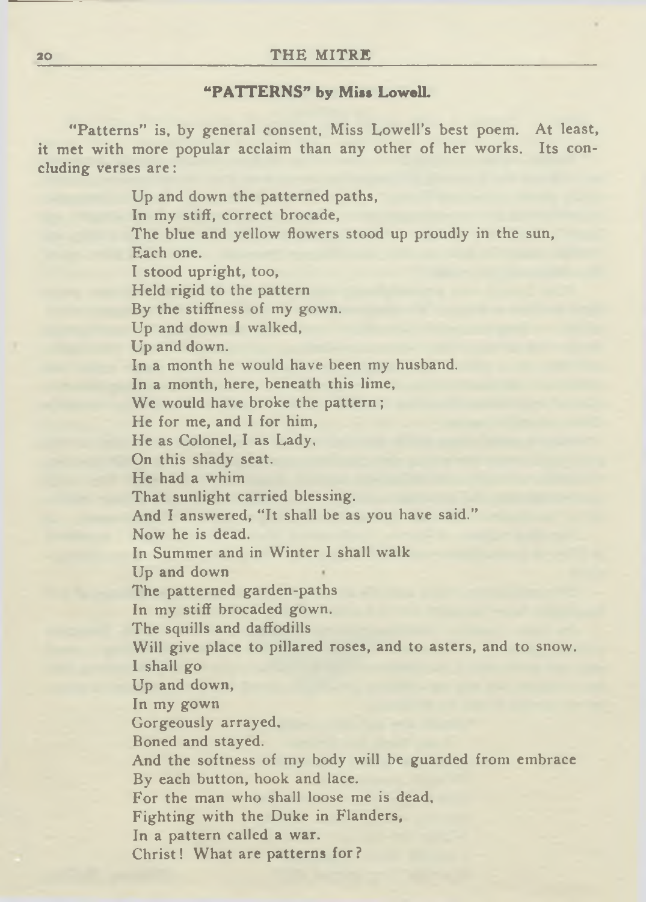### "PATTERNS" by Miss Lowell.

"Patterns" is, by general consent, Miss Lowell's best poem. At least, it met with more popular acclaim than any other of her works. Its concluding verses are:

> Up and down the patterned paths,
> In my stiff, correct brocade,
> The blue and yellow flowers stood up proudly in the sun,
> Each one.
> I stood upright, too,
> Held rigid to the pattern
> By the stiffness of my gown.
> Up and down I walked,
> Up and down.
> In a month he would have been my husband.
> In a month, here, beneath this lime,
> We would have broke the pattern;
> He for me, and I for him,
> He as Colonel, I as Lady,
> On this shady seat.
> He had a whim
> That sunlight carried blessing.
> And I answered, "It shall be as you have said."
> Now he is dead.
> In Summer and in Winter I shall walk
> Up and down
> The patterned garden-paths
> In my stiff brocaded gown.
> The squills and daffodills
> Will give place to pillared roses, and to asters, and to snow.
> I shall go
> Up and down,
> In my gown
> Gorgeously arrayed,
> Boned and stayed.
> And the softness of my body will be guarded from embrace
> By each button, hook and lace.
> For the man who shall loose me is dead,
> Fighting with the Duke in Flanders,
> In a pattern called a war.
> Christ! What are patterns for?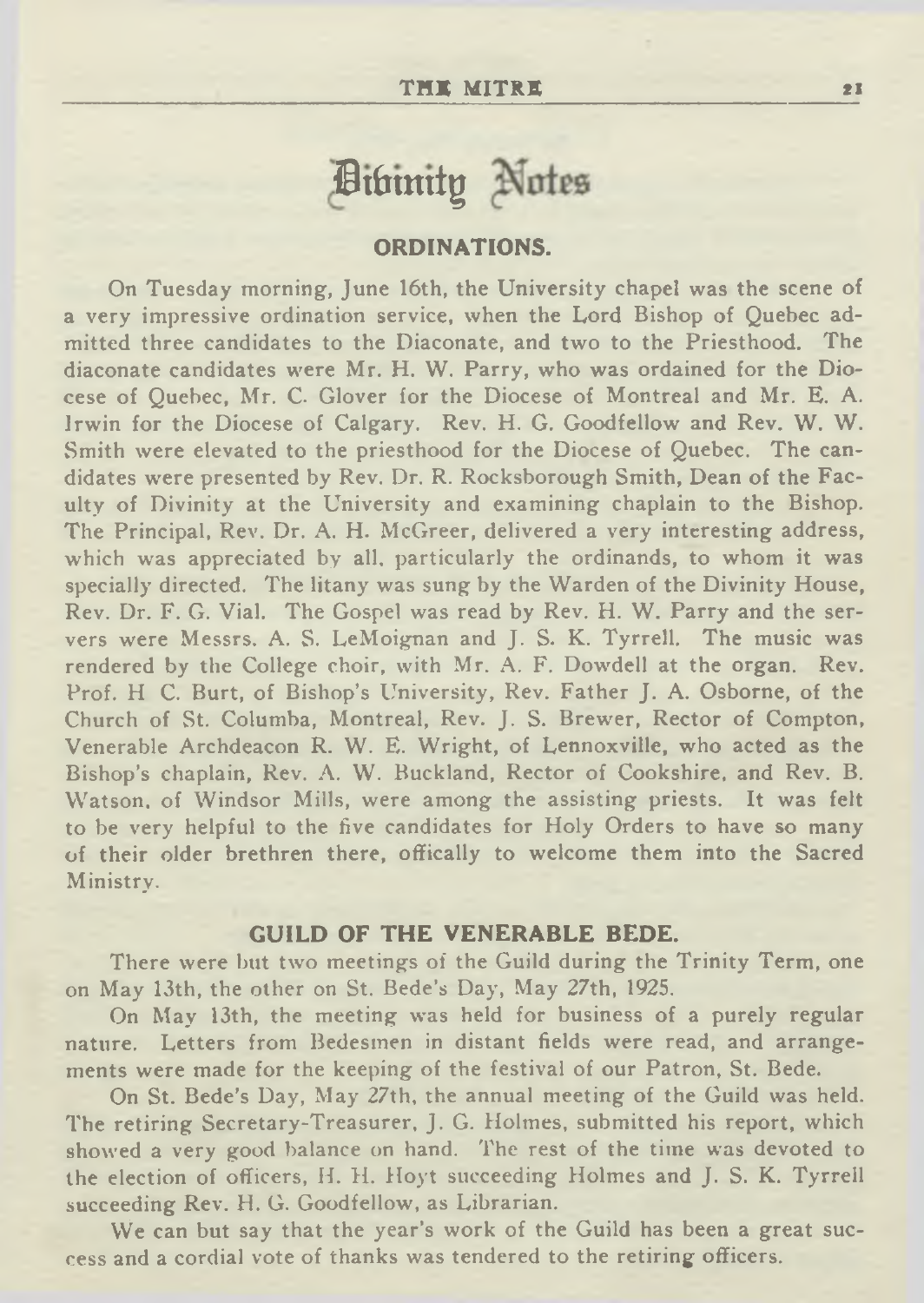# Divinity Notes

## ORDINATIONS.

On Tuesday morning, June 16th, the University chapel was the scene of a very impressive ordination service, when the Lord Bishop of Quebec admitted three candidates to the Diaconate, and two to the Priesthood. The diaconate candidates were Mr. H. W. Parry, who was ordained for the Diocese of Quebec, Mr. C. Glover for the Diocese of Montreal and Mr. E. A. Irwin for the Diocese of Calgary. Rev. H. G. Goodfellow and Rev. W. W. Smith were elevated to the priesthood for the Diocese of Quebec. The candidates were presented by Rev. Dr. R. Rocksborough Smith, Dean of the Faculty of Divinity at the University and examining chaplain to the Bishop. The Principal, Rev. Dr. A. H. McGreer, delivered a very interesting address, which was appreciated by all, particularly the ordinands, to whom it was specially directed. The litany was sung by the Warden of the Divinity House, Rev. Dr. F. G. Vial. The Gospel was read by Rev. H. W. Parry and the servers were Messrs. A. S. LeMoignan and J. S. K. Tyrrell. The music was rendered by the College choir, with Mr. A. F. Dowdell at the organ. Rev. Prof. H C. Burt, of Bishop's University, Rev. Father J. A. Osborne, of the Church of St. Columba, Montreal, Rev. J. S. Brewer, Rector of Compton, Venerable Archdeacon R. W. E. Wright, of Lennoxville, who acted as the Bishop's chaplain, Rev. A. W. Buckland, Rector of Cookshire, and Rev. B. Watson, of Windsor Mills, were among the assisting priests. It was felt to be very helpful to the five candidates for Holy Orders to have so many of their older brethren there, offically to welcome them into the Sacred Ministry.

## GUILD OF THE VENERABLE BEDE.

There were but two meetings of the Guild during the Trinity Term, one on May 13th, the other on St. Bede's Day, May 27th, 1925.

On May 13th, the meeting was held for business of a purely regular nature. Letters from Bedesmen in distant fields were read, and arrangements were made for the keeping of the festival of our Patron, St. Bede.

On St. Bede's Day, May 27th, the annual meeting of the Guild was held. The retiring Secretary-Treasurer, J. G. Holmes, submitted his report, which showed a very good balance on hand. The rest of the time was devoted to the election of officers, H. H. Hoyt succeeding Holmes and J. S. K. Tyrrell succeeding Rev. H. G. Goodfellow, as Librarian.

We can but say that the year's work of the Guild has been a great success and a cordial vote of thanks was tendered to the retiring officers.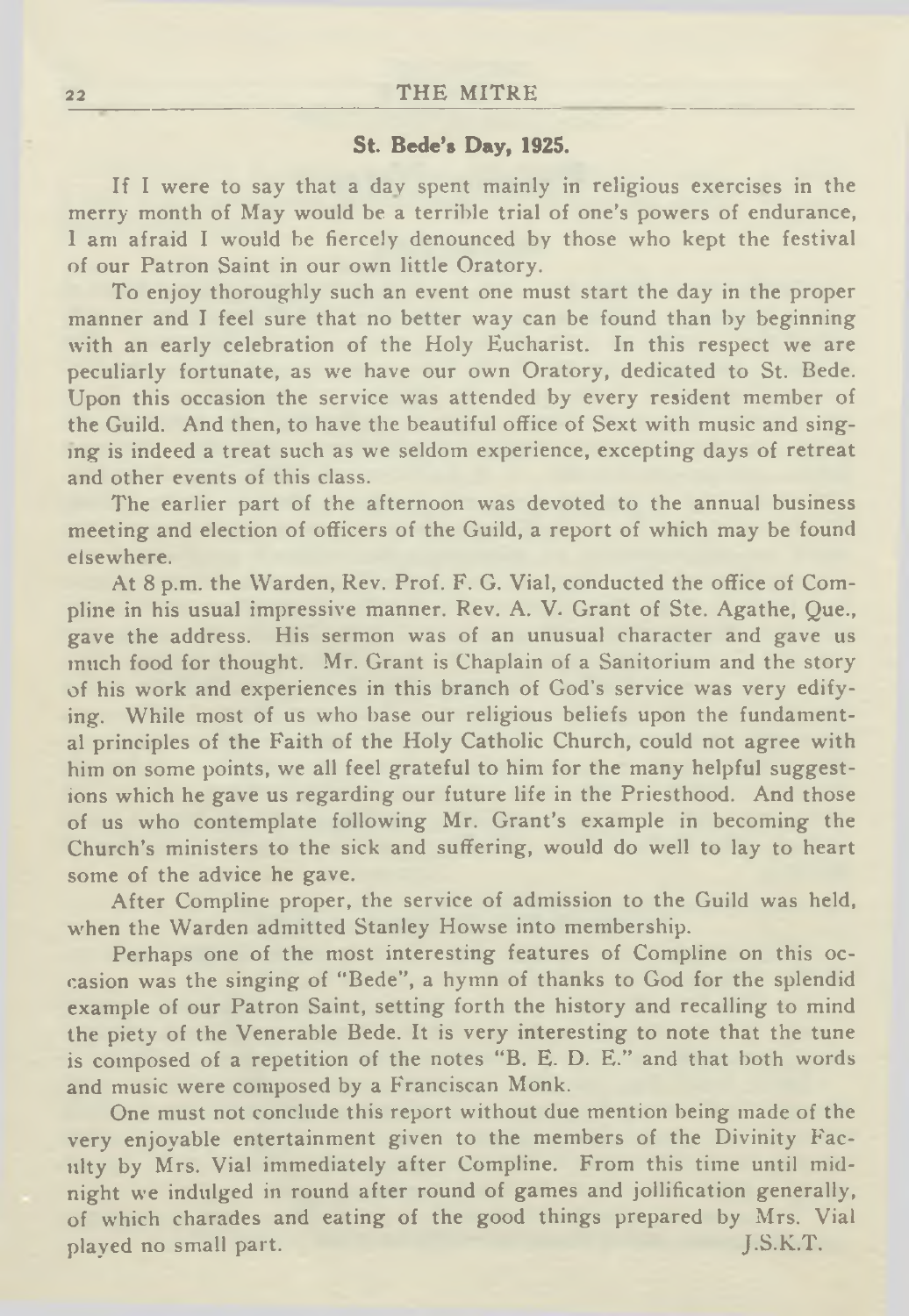## St. Bede's Day, 1925.

If I were to say that a day spent mainly in religious exercises in the merry month of May would be a terrible trial of one's powers of endurance, I am afraid I would be fiercely denounced by those who kept the festival of our Patron Saint in our own little Oratory.

To enjoy thoroughly such an event one must start the day in the proper manner and I feel sure that no better way can be found than by beginning with an early celebration of the Holy Eucharist. In this respect we are peculiarly fortunate, as we have our own Oratory, dedicated to St. Bede. Upon this occasion the service was attended by every resident member of the Guild. And then, to have the beautiful office of Sext with music and singing is indeed a treat such as we seldom experience, excepting days of retreat and other events of this class.

The earlier part of the afternoon was devoted to the annual business meeting and election of officers of the Guild, a report of which may be found elsewhere.

At 8 p.m. the Warden, Rev. Prof. F. G. Vial, conducted the office of Compline in his usual impressive manner. Rev. A. V. Grant of Ste. Agathe, Que., gave the address. His sermon was of an unusual character and gave us much food for thought. Mr. Grant is Chaplain of a Sanitorium and the story of his work and experiences in this branch of God's service was very edifying. While most of us who base our religious beliefs upon the fundamental principles of the Faith of the Holy Catholic Church, could not agree with him on some points, we all feel grateful to him for the many helpful suggestions which he gave us regarding our future life in the Priesthood. And those of us who contemplate following Mr. Grant's example in becoming the Church's ministers to the sick and suffering, would do well to lay to heart some of the advice he gave.

After Compline proper, the service of admission to the Guild was held, when the Warden admitted Stanley Howse into membership.

Perhaps one of the most interesting features of Compline on this occasion was the singing of "Bede", a hymn of thanks to God for the splendid example of our Patron Saint, setting forth the history and recalling to mind the piety of the Venerable Bede. It is very interesting to note that the tune is composed of a repetition of the notes "B. E. D. E." and that both words and music were composed by a Franciscan Monk.

One must not conclude this report without due mention being made of the very enjoyable entertainment given to the members of the Divinity Faculty by Mrs. Vial immediately after Compline. From this time until midnight we indulged in round after round of games and jollification generally, of which charades and eating of the good things prepared by Mrs. Vial played no small part.

J.S.K.T.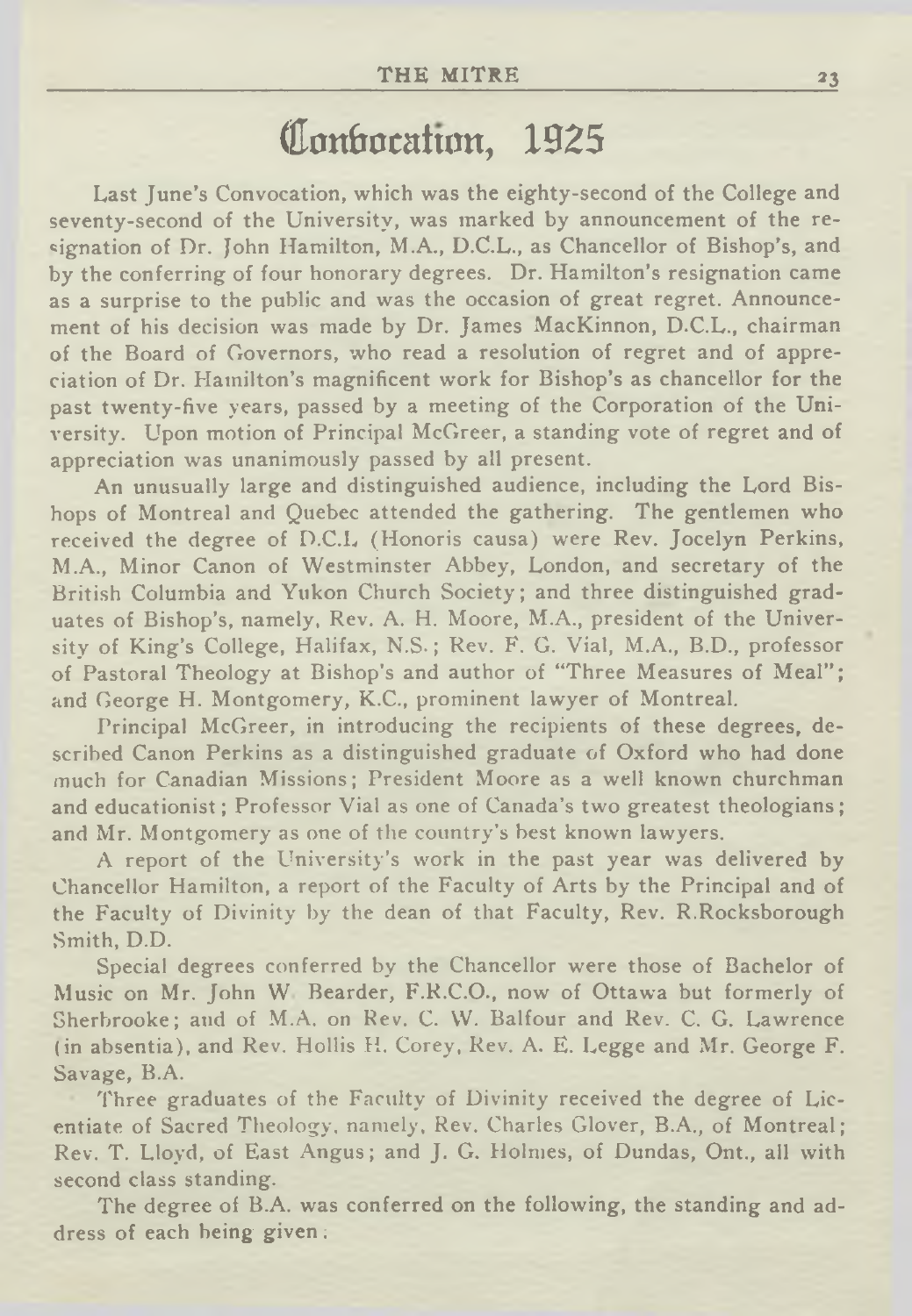# Convocation, 1925

Last June's Convocation, which was the eighty-second of the College and seventy-second of the University, was marked by announcement of the resignation of Dr. John Hamilton, M.A., D.C.L., as Chancellor of Bishop's, and by the conferring of four honorary degrees. Dr. Hamilton's resignation came as a surprise to the public and was the occasion of great regret. Announcement of his decision was made by Dr. James MacKinnon, D.C.L., chairman of the Board of Governors, who read a resolution of regret and of appreciation of Dr. Hamilton's magnificent work for Bishop's as chancellor for the past twenty-five years, passed by a meeting of the Corporation of the University. Upon motion of Principal McGreer, a standing vote of regret and of appreciation was unanimously passed by all present.

An unusually large and distinguished audience, including the Lord Bishops of Montreal and Quebec attended the gathering. The gentlemen who received the degree of D.C.L (Honoris causa) were Rev. Jocelyn Perkins, M.A., Minor Canon of Westminster Abbey, London, and secretary of the British Columbia and Yukon Church Society; and three distinguished graduates of Bishop's, namely, Rev. A. H. Moore, M.A., president of the University of King's College, Halifax, N.S.; Rev. F. G. Vial, M.A., B.D., professor of Pastoral Theology at Bishop's and author of "Three Measures of Meal"; and George H. Montgomery, K.C., prominent lawyer of Montreal.

Principal McGreer, in introducing the recipients of these degrees, described Canon Perkins as a distinguished graduate of Oxford who had done much for Canadian Missions; President Moore as a well known churchman and educationist; Professor Vial as one of Canada's two greatest theologians; and Mr. Montgomery as one of the country's best known lawyers.

A report of the University's work in the past year was delivered by Chancellor Hamilton, a report of the Faculty of Arts by the Principal and of the Faculty of Divinity by the dean of that Faculty, Rev. R.Rocksborough Smith, D.D.

Special degrees conferred by the Chancellor were those of Bachelor of Music on Mr. John W. Bearder, F.R.C.O., now of Ottawa but formerly of Sherbrooke; and of M.A. on Rev. C. W. Balfour and Rev. C. G. Lawrence (in absentia), and Rev. Hollis H. Corey, Rev. A. E. Legge and Mr. George F. Savage, B.A.

Three graduates of the Faculty of Divinity received the degree of Licentiate of Sacred Theology, namely, Rev. Charles Glover, B.A., of Montreal; Rev. T. Lloyd, of East Angus; and J. G. Holmes, of Dundas, Ont., all with second class standing.

The degree of B.A. was conferred on the following, the standing and address of each being given.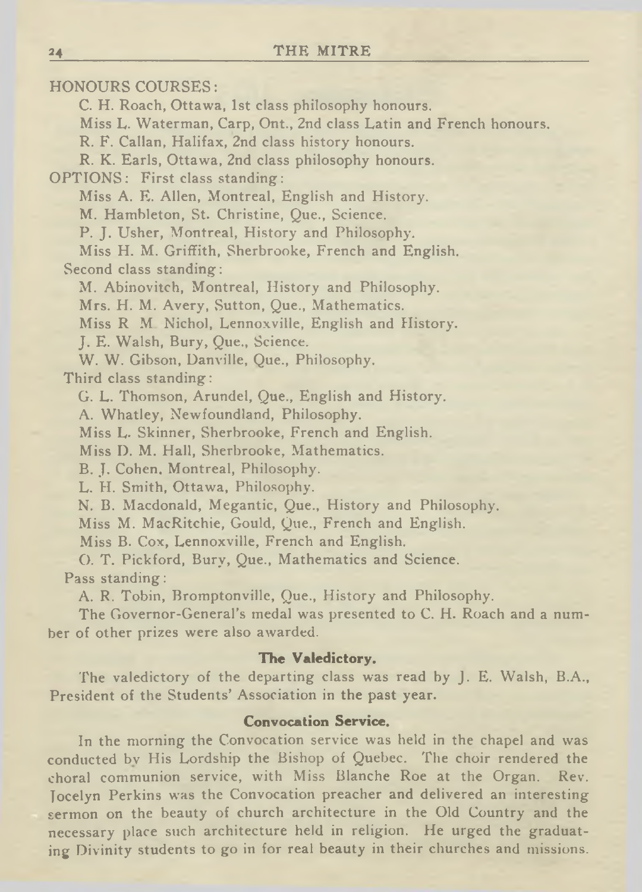HONOURS COURSES:

C. H. Roach, Ottawa, 1st class philosophy honours.

Miss L. Waterman, Carp, Ont., 2nd class Latin and French honours.

R. F. Callan, Halifax, 2nd class history honours.

R. K. Earls, Ottawa, 2nd class philosophy honours.

OPTIONS: First class standing:

M iss A. E. Allen, Montreal, English and History.

M. Hambleton, St. Christine, Que., Science.

P. J. Usher, Montreal, History and Philosophy.

Miss H. M. Griffith, Sherbrooke, French and English.

Second class standing:

M. Abinovitch, Montreal, History and Philosophy.

Mrs. H. M. Avery, Sutton, Que., Mathematics.

Miss R. M. Nichol, Lennoxville, English and History.

J. E. Walsh, Bury, Que., Science.

W. W. Gibson, Danville, Que., Philosophy.

Third class standing:

G. L. Thomson, Arundel, Que., English and History.

A. Whatley, Newfoundland, Philosophy.

Miss L. Skinner, Sherbrooke, French and English.

Miss D. M. Hall, Sherbrooke, Mathematics.

B. J. Cohen, Montreal, Philosophy.

L. H. Smith, Ottawa, Philosophy.

N. B. Macdonald, Megantic, Que., History and Philosophy.

Miss M. MacRitchie, Gould, Que., French and English.

Miss B. Cox, Lennoxville, French and English.

O. T. Pickford, Bury, Que., Mathematics and Science.

Pass standing:

A. R. Tobin, Bromptonville, Que., History and Philosophy.

The Governor-General's medal was presented to C. H. Roach and a number of other prizes were also awarded.

### The Valedictory.

The valedictory of the departing class was read by J. E. Walsh, B.A., President of the Students' Association in the past year.

### Convocation Service.

In the morning the Convocation service was held in the chapel and was conducted by His Lordship the Bishop of Quebec. The choir rendered the choral communion service, with Miss Blanche Roe at the Organ. Rev. Jocelyn Perkins was the Convocation preacher and delivered an interesting sermon on the beauty of church architecture in the Old Country and the necessary place such architecture held in religion. He urged the graduating Divinity students to go in for real beauty in their churches and missions.